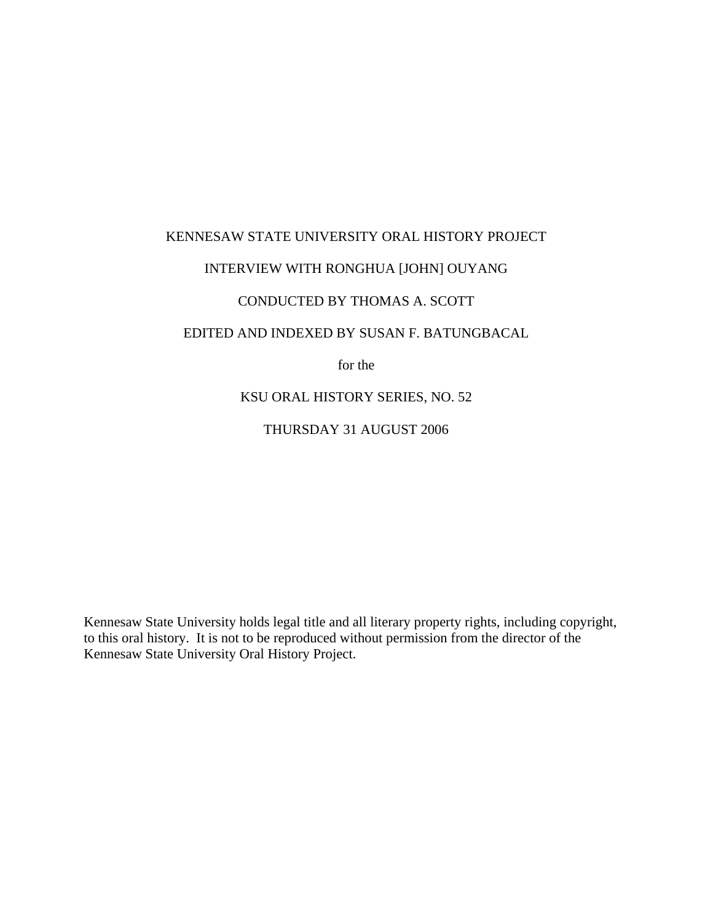KENNESAW STATE UNIVERSITY ORAL HISTORY PROJECT

INTERVIEW WITH RONGHUA [JOHN] OUYANG

CONDUCTED BY THOMAS A. SCOTT

EDITED AND INDEXED BY SUSAN F. BATUNGBACAL

for the

KSU ORAL HISTORY SERIES, NO. 52

THURSDAY 31 AUGUST 2006

Kennesaw State University holds legal title and all literary property rights, including copyright, to this oral history. It is not to be reproduced without permission from the director of the Kennesaw State University Oral History Project.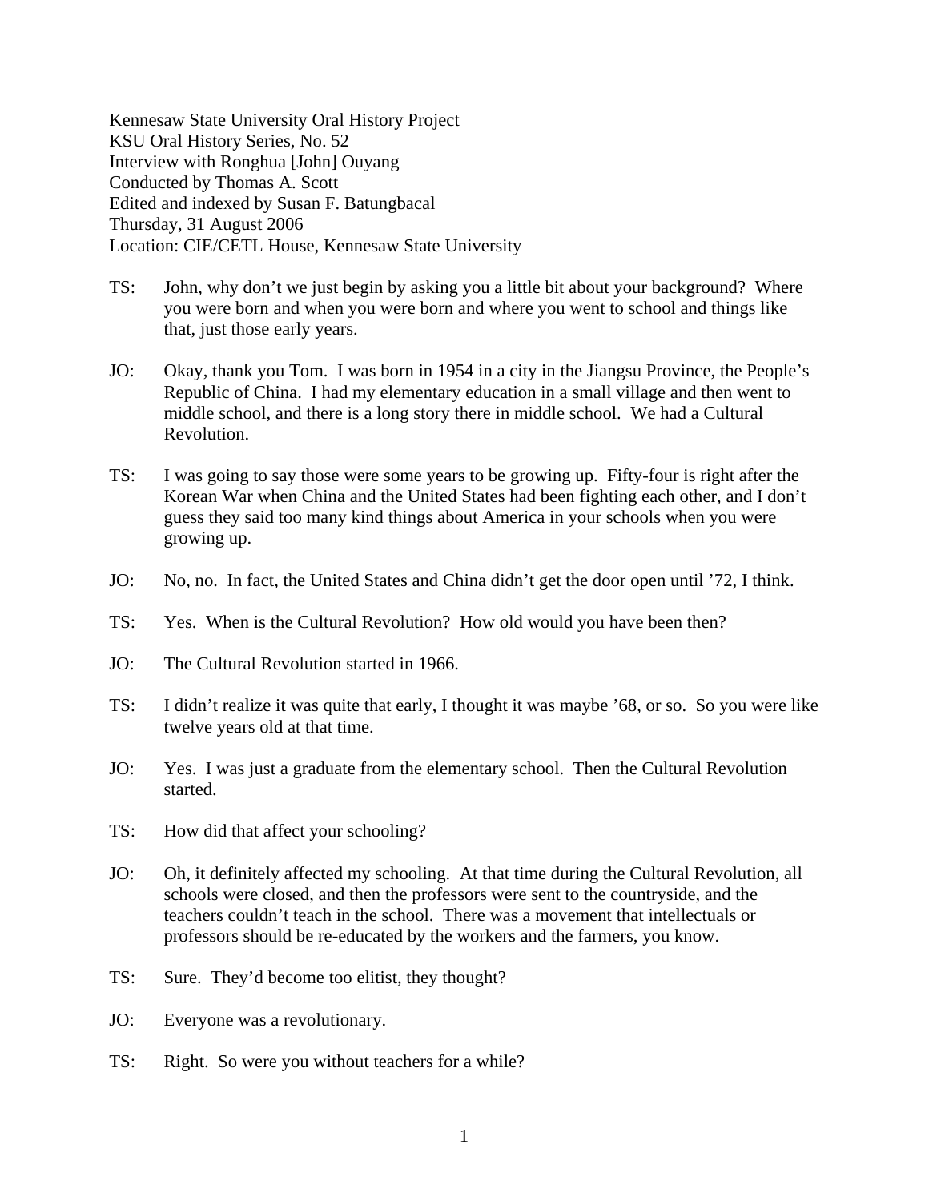Kennesaw State University Oral History Project
KSU Oral History Series, No. 52
Interview with Ronghua [John] Ouyang
Conducted by Thomas A. Scott
Edited and indexed by Susan F. Batungbacal
Thursday, 31 August 2006
Location: CIE/CETL House, Kennesaw State University

TS: John, why don't we just begin by asking you a little bit about your background? Where you were born and when you were born and where you went to school and things like that, just those early years.

JO: Okay, thank you Tom. I was born in 1954 in a city in the Jiangsu Province, the People's Republic of China. I had my elementary education in a small village and then went to middle school, and there is a long story there in middle school. We had a Cultural Revolution.

TS: I was going to say those were some years to be growing up. Fifty-four is right after the Korean War when China and the United States had been fighting each other, and I don't guess they said too many kind things about America in your schools when you were growing up.

JO: No, no. In fact, the United States and China didn't get the door open until '72, I think.

TS: Yes. When is the Cultural Revolution? How old would you have been then?

JO: The Cultural Revolution started in 1966.

TS: I didn't realize it was quite that early, I thought it was maybe '68, or so. So you were like twelve years old at that time.

JO: Yes. I was just a graduate from the elementary school. Then the Cultural Revolution started.

TS: How did that affect your schooling?

JO: Oh, it definitely affected my schooling. At that time during the Cultural Revolution, all schools were closed, and then the professors were sent to the countryside, and the teachers couldn't teach in the school. There was a movement that intellectuals or professors should be re-educated by the workers and the farmers, you know.

TS: Sure. They'd become too elitist, they thought?

JO: Everyone was a revolutionary.

TS: Right. So were you without teachers for a while?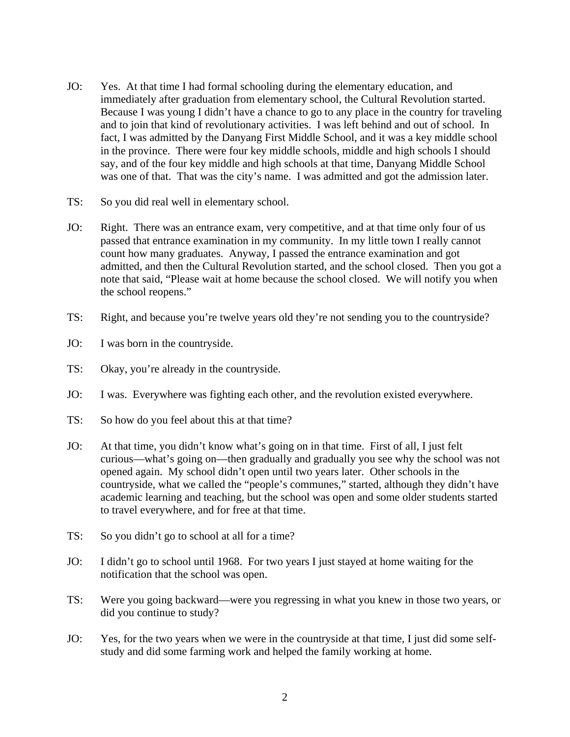JO: Yes. At that time I had formal schooling during the elementary education, and immediately after graduation from elementary school, the Cultural Revolution started. Because I was young I didn't have a chance to go to any place in the country for traveling and to join that kind of revolutionary activities. I was left behind and out of school. In fact, I was admitted by the Danyang First Middle School, and it was a key middle school in the province. There were four key middle schools, middle and high schools I should say, and of the four key middle and high schools at that time, Danyang Middle School was one of that. That was the city's name. I was admitted and got the admission later.

TS: So you did real well in elementary school.

JO: Right. There was an entrance exam, very competitive, and at that time only four of us passed that entrance examination in my community. In my little town I really cannot count how many graduates. Anyway, I passed the entrance examination and got admitted, and then the Cultural Revolution started, and the school closed. Then you got a note that said, "Please wait at home because the school closed. We will notify you when the school reopens."

TS: Right, and because you're twelve years old they're not sending you to the countryside?

JO: I was born in the countryside.

TS: Okay, you're already in the countryside.

JO: I was. Everywhere was fighting each other, and the revolution existed everywhere.

TS: So how do you feel about this at that time?

JO: At that time, you didn't know what's going on in that time. First of all, I just felt curious—what's going on—then gradually and gradually you see why the school was not opened again. My school didn't open until two years later. Other schools in the countryside, what we called the "people's communes," started, although they didn't have academic learning and teaching, but the school was open and some older students started to travel everywhere, and for free at that time.

TS: So you didn't go to school at all for a time?

JO: I didn't go to school until 1968. For two years I just stayed at home waiting for the notification that the school was open.

TS: Were you going backward—were you regressing in what you knew in those two years, or did you continue to study?

JO: Yes, for the two years when we were in the countryside at that time, I just did some self-study and did some farming work and helped the family working at home.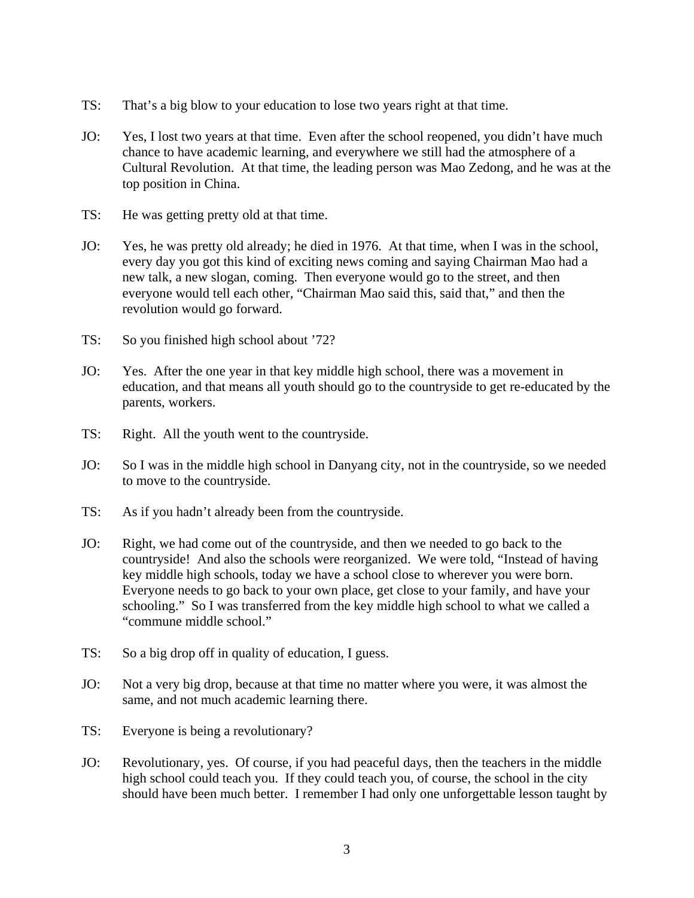TS: That's a big blow to your education to lose two years right at that time.

JO: Yes, I lost two years at that time. Even after the school reopened, you didn't have much chance to have academic learning, and everywhere we still had the atmosphere of a Cultural Revolution. At that time, the leading person was Mao Zedong, and he was at the top position in China.

TS: He was getting pretty old at that time.

JO: Yes, he was pretty old already; he died in 1976. At that time, when I was in the school, every day you got this kind of exciting news coming and saying Chairman Mao had a new talk, a new slogan, coming. Then everyone would go to the street, and then everyone would tell each other, "Chairman Mao said this, said that," and then the revolution would go forward.

TS: So you finished high school about '72?

JO: Yes. After the one year in that key middle high school, there was a movement in education, and that means all youth should go to the countryside to get re-educated by the parents, workers.

TS: Right. All the youth went to the countryside.

JO: So I was in the middle high school in Danyang city, not in the countryside, so we needed to move to the countryside.

TS: As if you hadn't already been from the countryside.

JO: Right, we had come out of the countryside, and then we needed to go back to the countryside! And also the schools were reorganized. We were told, "Instead of having key middle high schools, today we have a school close to wherever you were born. Everyone needs to go back to your own place, get close to your family, and have your schooling." So I was transferred from the key middle high school to what we called a "commune middle school."

TS: So a big drop off in quality of education, I guess.

JO: Not a very big drop, because at that time no matter where you were, it was almost the same, and not much academic learning there.

TS: Everyone is being a revolutionary?

JO: Revolutionary, yes. Of course, if you had peaceful days, then the teachers in the middle high school could teach you. If they could teach you, of course, the school in the city should have been much better. I remember I had only one unforgettable lesson taught by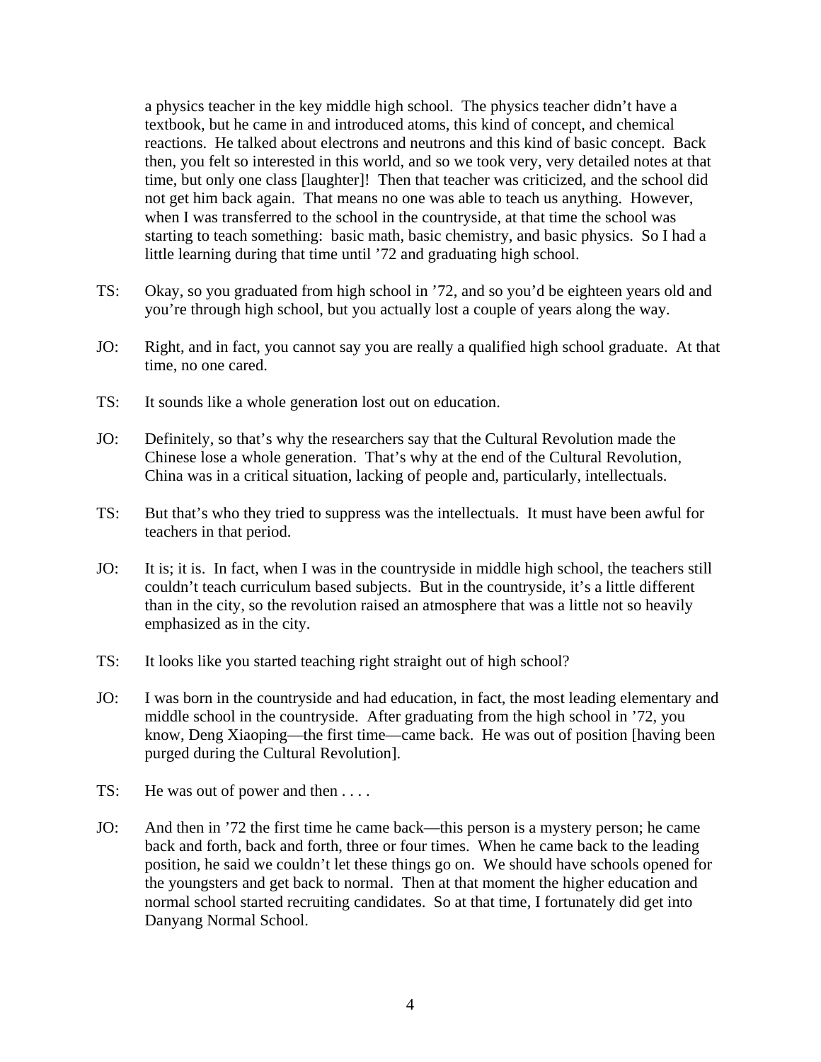a physics teacher in the key middle high school. The physics teacher didn't have a textbook, but he came in and introduced atoms, this kind of concept, and chemical reactions. He talked about electrons and neutrons and this kind of basic concept. Back then, you felt so interested in this world, and so we took very, very detailed notes at that time, but only one class [laughter]! Then that teacher was criticized, and the school did not get him back again. That means no one was able to teach us anything. However, when I was transferred to the school in the countryside, at that time the school was starting to teach something: basic math, basic chemistry, and basic physics. So I had a little learning during that time until '72 and graduating high school.

TS: Okay, so you graduated from high school in '72, and so you'd be eighteen years old and you're through high school, but you actually lost a couple of years along the way.

JO: Right, and in fact, you cannot say you are really a qualified high school graduate. At that time, no one cared.

TS: It sounds like a whole generation lost out on education.

JO: Definitely, so that's why the researchers say that the Cultural Revolution made the Chinese lose a whole generation. That's why at the end of the Cultural Revolution, China was in a critical situation, lacking of people and, particularly, intellectuals.

TS: But that's who they tried to suppress was the intellectuals. It must have been awful for teachers in that period.

JO: It is; it is. In fact, when I was in the countryside in middle high school, the teachers still couldn't teach curriculum based subjects. But in the countryside, it's a little different than in the city, so the revolution raised an atmosphere that was a little not so heavily emphasized as in the city.

TS: It looks like you started teaching right straight out of high school?

JO: I was born in the countryside and had education, in fact, the most leading elementary and middle school in the countryside. After graduating from the high school in '72, you know, Deng Xiaoping—the first time—came back. He was out of position [having been purged during the Cultural Revolution].

TS: He was out of power and then . . . .

JO: And then in '72 the first time he came back—this person is a mystery person; he came back and forth, back and forth, three or four times. When he came back to the leading position, he said we couldn't let these things go on. We should have schools opened for the youngsters and get back to normal. Then at that moment the higher education and normal school started recruiting candidates. So at that time, I fortunately did get into Danyang Normal School.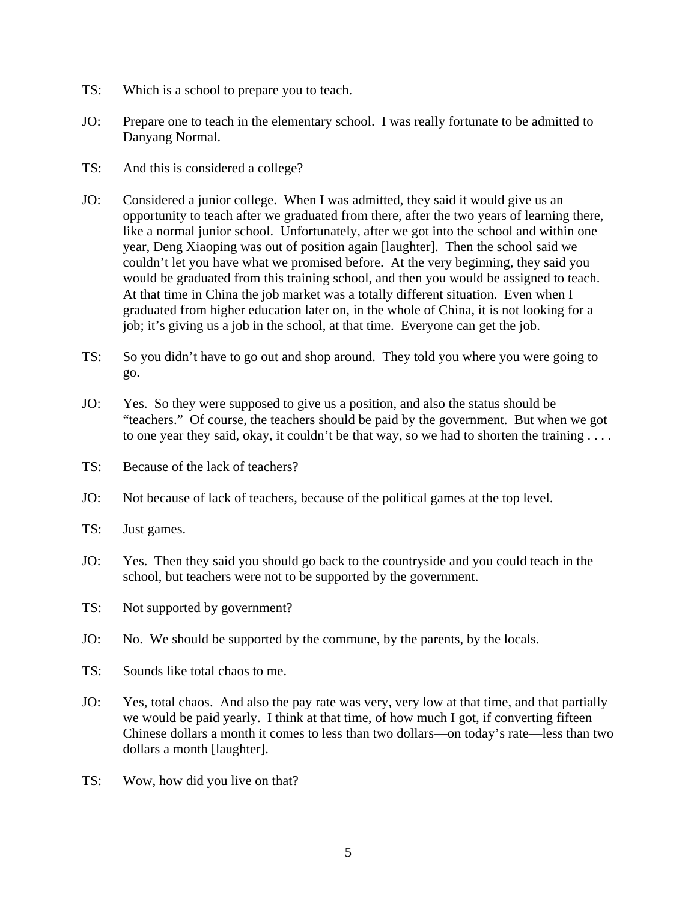TS: Which is a school to prepare you to teach.

JO: Prepare one to teach in the elementary school. I was really fortunate to be admitted to Danyang Normal.

TS: And this is considered a college?

JO: Considered a junior college. When I was admitted, they said it would give us an opportunity to teach after we graduated from there, after the two years of learning there, like a normal junior school. Unfortunately, after we got into the school and within one year, Deng Xiaoping was out of position again [laughter]. Then the school said we couldn't let you have what we promised before. At the very beginning, they said you would be graduated from this training school, and then you would be assigned to teach. At that time in China the job market was a totally different situation. Even when I graduated from higher education later on, in the whole of China, it is not looking for a job; it's giving us a job in the school, at that time. Everyone can get the job.

TS: So you didn't have to go out and shop around. They told you where you were going to go.

JO: Yes. So they were supposed to give us a position, and also the status should be "teachers." Of course, the teachers should be paid by the government. But when we got to one year they said, okay, it couldn't be that way, so we had to shorten the training . . . .

TS: Because of the lack of teachers?

JO: Not because of lack of teachers, because of the political games at the top level.

TS: Just games.

JO: Yes. Then they said you should go back to the countryside and you could teach in the school, but teachers were not to be supported by the government.

TS: Not supported by government?

JO: No. We should be supported by the commune, by the parents, by the locals.

TS: Sounds like total chaos to me.

JO: Yes, total chaos. And also the pay rate was very, very low at that time, and that partially we would be paid yearly. I think at that time, of how much I got, if converting fifteen Chinese dollars a month it comes to less than two dollars—on today's rate—less than two dollars a month [laughter].

TS: Wow, how did you live on that?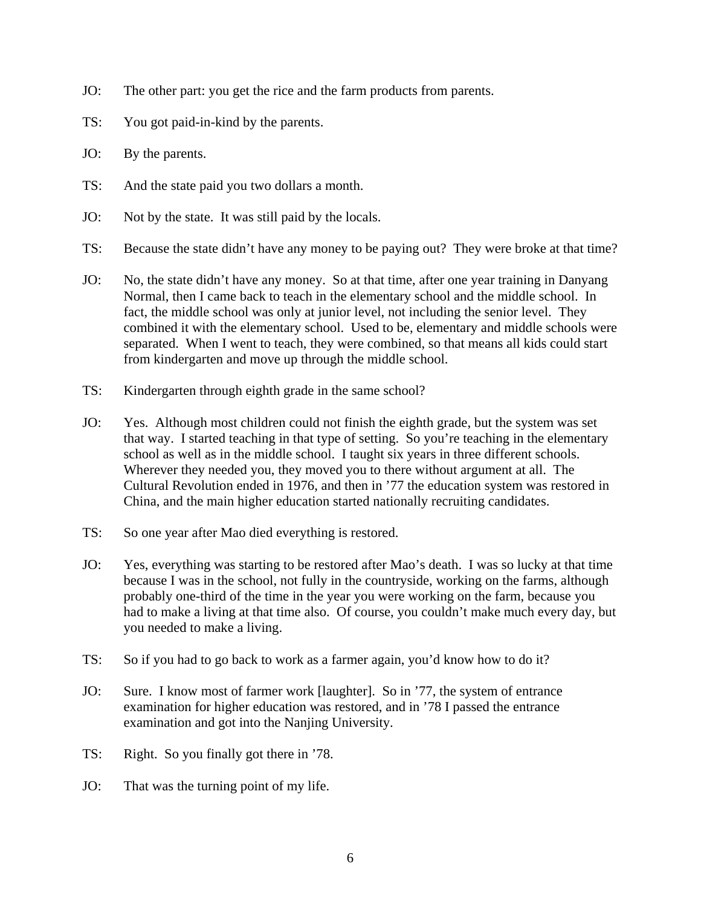JO: The other part: you get the rice and the farm products from parents.

TS: You got paid-in-kind by the parents.

JO: By the parents.

TS: And the state paid you two dollars a month.

JO: Not by the state. It was still paid by the locals.

TS: Because the state didn't have any money to be paying out? They were broke at that time?

JO: No, the state didn't have any money. So at that time, after one year training in Danyang Normal, then I came back to teach in the elementary school and the middle school. In fact, the middle school was only at junior level, not including the senior level. They combined it with the elementary school. Used to be, elementary and middle schools were separated. When I went to teach, they were combined, so that means all kids could start from kindergarten and move up through the middle school.

TS: Kindergarten through eighth grade in the same school?

JO: Yes. Although most children could not finish the eighth grade, but the system was set that way. I started teaching in that type of setting. So you're teaching in the elementary school as well as in the middle school. I taught six years in three different schools. Wherever they needed you, they moved you to there without argument at all. The Cultural Revolution ended in 1976, and then in '77 the education system was restored in China, and the main higher education started nationally recruiting candidates.

TS: So one year after Mao died everything is restored.

JO: Yes, everything was starting to be restored after Mao's death. I was so lucky at that time because I was in the school, not fully in the countryside, working on the farms, although probably one-third of the time in the year you were working on the farm, because you had to make a living at that time also. Of course, you couldn't make much every day, but you needed to make a living.

TS: So if you had to go back to work as a farmer again, you'd know how to do it?

JO: Sure. I know most of farmer work [laughter]. So in '77, the system of entrance examination for higher education was restored, and in '78 I passed the entrance examination and got into the Nanjing University.

TS: Right. So you finally got there in '78.

JO: That was the turning point of my life.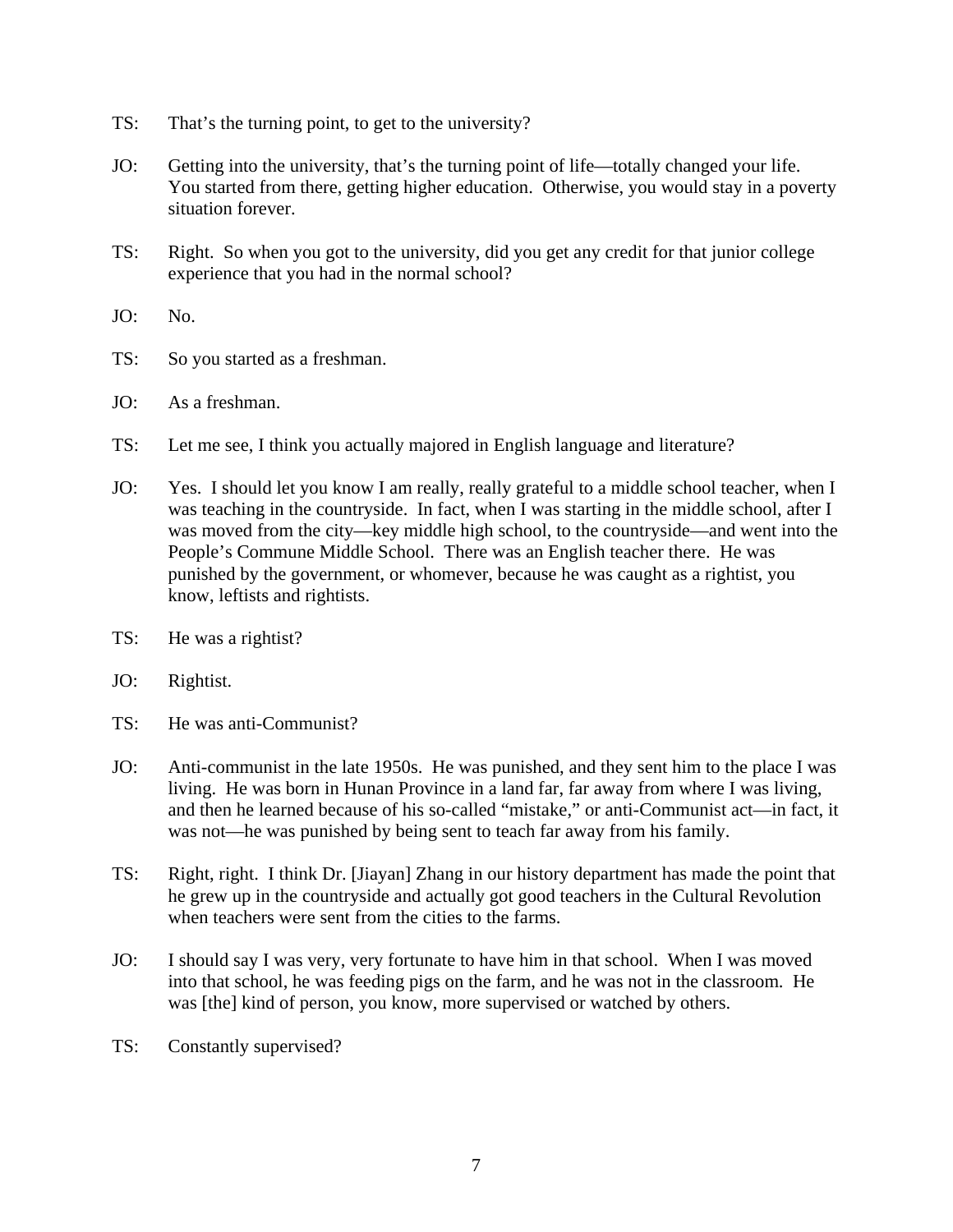TS: That's the turning point, to get to the university?

JO: Getting into the university, that's the turning point of life—totally changed your life. You started from there, getting higher education. Otherwise, you would stay in a poverty situation forever.

TS: Right. So when you got to the university, did you get any credit for that junior college experience that you had in the normal school?

JO: No.

TS: So you started as a freshman.

JO: As a freshman.

TS: Let me see, I think you actually majored in English language and literature?

JO: Yes. I should let you know I am really, really grateful to a middle school teacher, when I was teaching in the countryside. In fact, when I was starting in the middle school, after I was moved from the city—key middle high school, to the countryside—and went into the People's Commune Middle School. There was an English teacher there. He was punished by the government, or whomever, because he was caught as a rightist, you know, leftists and rightists.

TS: He was a rightist?

JO: Rightist.

TS: He was anti-Communist?

JO: Anti-communist in the late 1950s. He was punished, and they sent him to the place I was living. He was born in Hunan Province in a land far, far away from where I was living, and then he learned because of his so-called "mistake," or anti-Communist act—in fact, it was not—he was punished by being sent to teach far away from his family.

TS: Right, right. I think Dr. [Jiayan] Zhang in our history department has made the point that he grew up in the countryside and actually got good teachers in the Cultural Revolution when teachers were sent from the cities to the farms.

JO: I should say I was very, very fortunate to have him in that school. When I was moved into that school, he was feeding pigs on the farm, and he was not in the classroom. He was [the] kind of person, you know, more supervised or watched by others.

TS: Constantly supervised?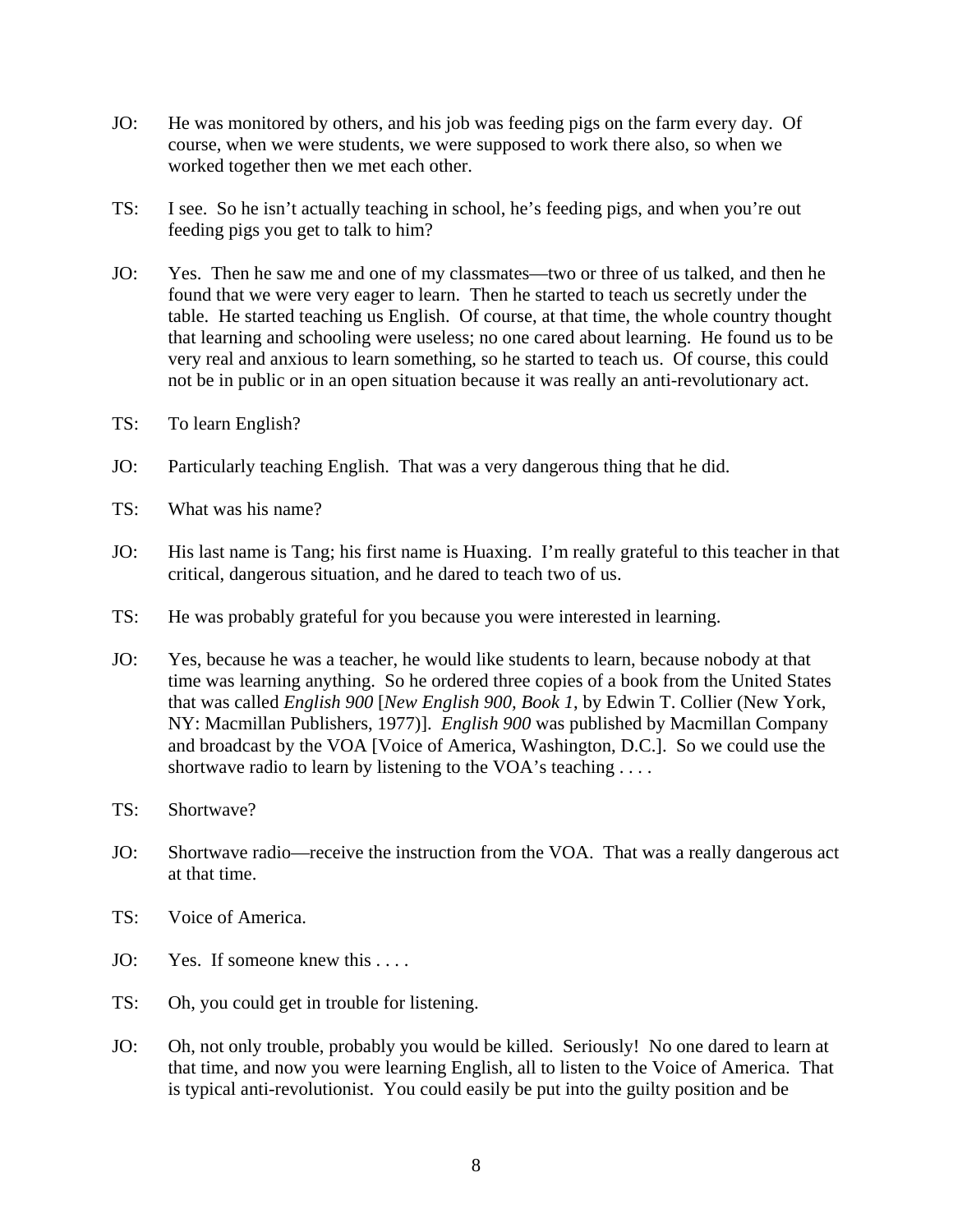JO: He was monitored by others, and his job was feeding pigs on the farm every day. Of course, when we were students, we were supposed to work there also, so when we worked together then we met each other.

TS: I see. So he isn't actually teaching in school, he's feeding pigs, and when you're out feeding pigs you get to talk to him?

JO: Yes. Then he saw me and one of my classmates—two or three of us talked, and then he found that we were very eager to learn. Then he started to teach us secretly under the table. He started teaching us English. Of course, at that time, the whole country thought that learning and schooling were useless; no one cared about learning. He found us to be very real and anxious to learn something, so he started to teach us. Of course, this could not be in public or in an open situation because it was really an anti-revolutionary act.

TS: To learn English?

JO: Particularly teaching English. That was a very dangerous thing that he did.

TS: What was his name?

JO: His last name is Tang; his first name is Huaxing. I'm really grateful to this teacher in that critical, dangerous situation, and he dared to teach two of us.

TS: He was probably grateful for you because you were interested in learning.

JO: Yes, because he was a teacher, he would like students to learn, because nobody at that time was learning anything. So he ordered three copies of a book from the United States that was called *English 900* [*New English 900, Book 1*, by Edwin T. Collier (New York, NY: Macmillan Publishers, 1977)]. *English 900* was published by Macmillan Company and broadcast by the VOA [Voice of America, Washington, D.C.]. So we could use the shortwave radio to learn by listening to the VOA's teaching . . . .

TS: Shortwave?

JO: Shortwave radio—receive the instruction from the VOA. That was a really dangerous act at that time.

TS: Voice of America.

JO: Yes. If someone knew this . . . .

TS: Oh, you could get in trouble for listening.

JO: Oh, not only trouble, probably you would be killed. Seriously! No one dared to learn at that time, and now you were learning English, all to listen to the Voice of America. That is typical anti-revolutionist. You could easily be put into the guilty position and be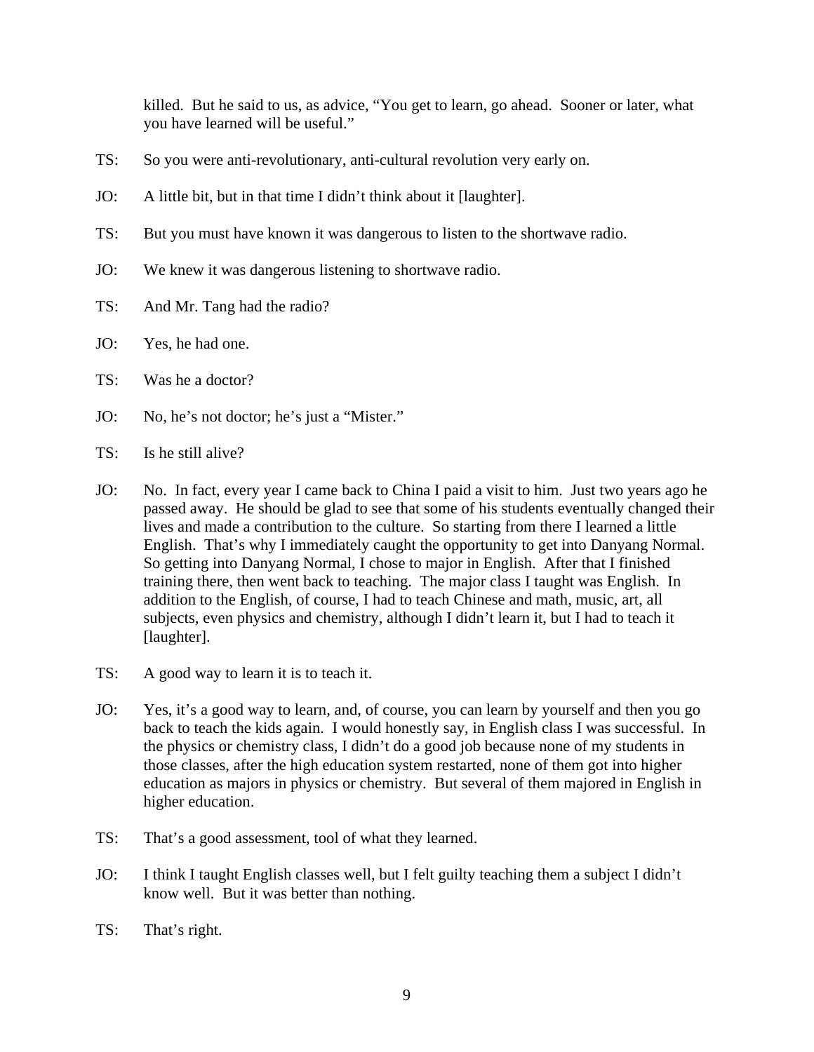killed. But he said to us, as advice, "You get to learn, go ahead. Sooner or later, what you have learned will be useful."

TS: So you were anti-revolutionary, anti-cultural revolution very early on.

JO: A little bit, but in that time I didn't think about it [laughter].

TS: But you must have known it was dangerous to listen to the shortwave radio.

JO: We knew it was dangerous listening to shortwave radio.

TS: And Mr. Tang had the radio?

JO: Yes, he had one.

TS: Was he a doctor?

JO: No, he's not doctor; he's just a "Mister."

TS: Is he still alive?

JO: No. In fact, every year I came back to China I paid a visit to him. Just two years ago he passed away. He should be glad to see that some of his students eventually changed their lives and made a contribution to the culture. So starting from there I learned a little English. That's why I immediately caught the opportunity to get into Danyang Normal. So getting into Danyang Normal, I chose to major in English. After that I finished training there, then went back to teaching. The major class I taught was English. In addition to the English, of course, I had to teach Chinese and math, music, art, all subjects, even physics and chemistry, although I didn't learn it, but I had to teach it [laughter].

TS: A good way to learn it is to teach it.

JO: Yes, it's a good way to learn, and, of course, you can learn by yourself and then you go back to teach the kids again. I would honestly say, in English class I was successful. In the physics or chemistry class, I didn't do a good job because none of my students in those classes, after the high education system restarted, none of them got into higher education as majors in physics or chemistry. But several of them majored in English in higher education.

TS: That's a good assessment, tool of what they learned.

JO: I think I taught English classes well, but I felt guilty teaching them a subject I didn't know well. But it was better than nothing.

TS: That's right.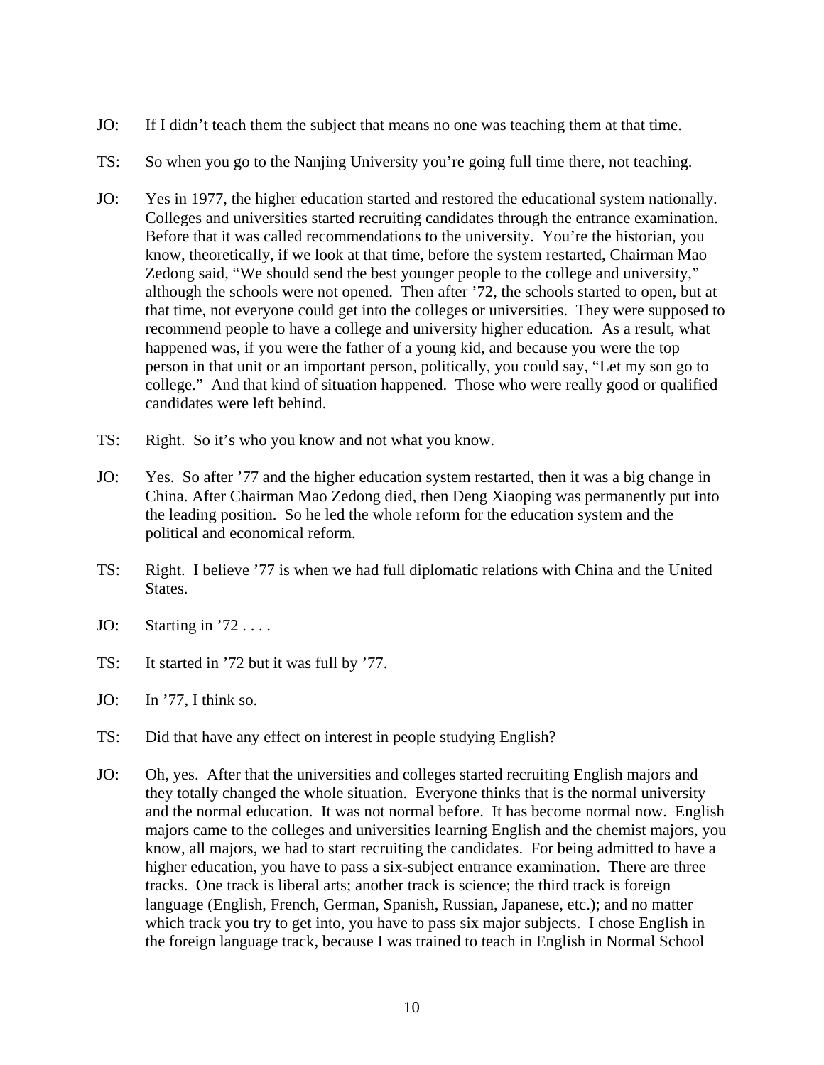JO: If I didn't teach them the subject that means no one was teaching them at that time.

TS: So when you go to the Nanjing University you're going full time there, not teaching.

JO: Yes in 1977, the higher education started and restored the educational system nationally. Colleges and universities started recruiting candidates through the entrance examination. Before that it was called recommendations to the university. You're the historian, you know, theoretically, if we look at that time, before the system restarted, Chairman Mao Zedong said, "We should send the best younger people to the college and university," although the schools were not opened. Then after '72, the schools started to open, but at that time, not everyone could get into the colleges or universities. They were supposed to recommend people to have a college and university higher education. As a result, what happened was, if you were the father of a young kid, and because you were the top person in that unit or an important person, politically, you could say, "Let my son go to college." And that kind of situation happened. Those who were really good or qualified candidates were left behind.

TS: Right. So it's who you know and not what you know.

JO: Yes. So after '77 and the higher education system restarted, then it was a big change in China. After Chairman Mao Zedong died, then Deng Xiaoping was permanently put into the leading position. So he led the whole reform for the education system and the political and economical reform.

TS: Right. I believe '77 is when we had full diplomatic relations with China and the United States.

JO: Starting in '72 . . . .

TS: It started in '72 but it was full by '77.

JO: In '77, I think so.

TS: Did that have any effect on interest in people studying English?

JO: Oh, yes. After that the universities and colleges started recruiting English majors and they totally changed the whole situation. Everyone thinks that is the normal university and the normal education. It was not normal before. It has become normal now. English majors came to the colleges and universities learning English and the chemist majors, you know, all majors, we had to start recruiting the candidates. For being admitted to have a higher education, you have to pass a six-subject entrance examination. There are three tracks. One track is liberal arts; another track is science; the third track is foreign language (English, French, German, Spanish, Russian, Japanese, etc.); and no matter which track you try to get into, you have to pass six major subjects. I chose English in the foreign language track, because I was trained to teach in English in Normal School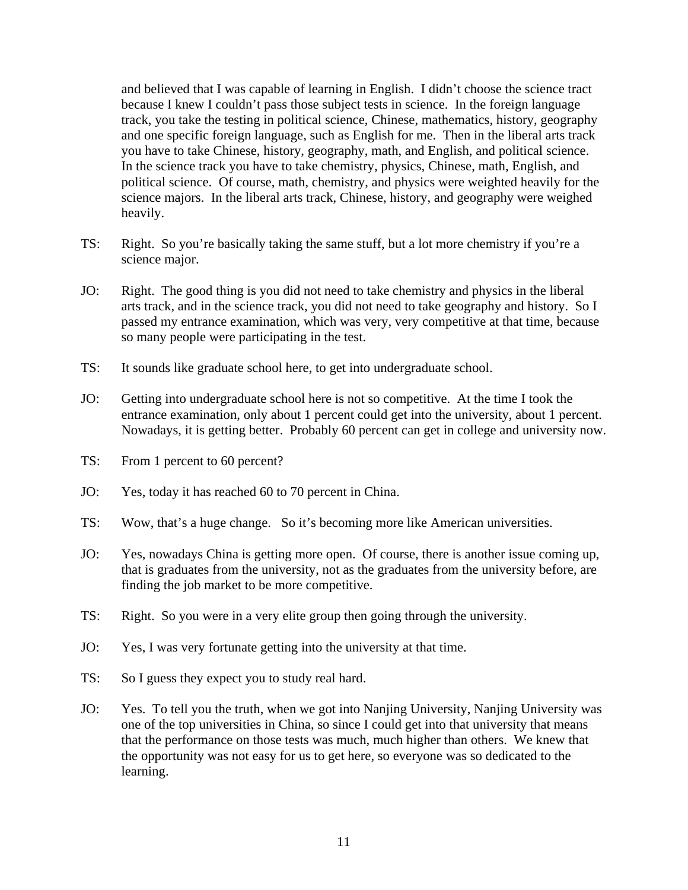and believed that I was capable of learning in English. I didn't choose the science tract because I knew I couldn't pass those subject tests in science. In the foreign language track, you take the testing in political science, Chinese, mathematics, history, geography and one specific foreign language, such as English for me. Then in the liberal arts track you have to take Chinese, history, geography, math, and English, and political science. In the science track you have to take chemistry, physics, Chinese, math, English, and political science. Of course, math, chemistry, and physics were weighted heavily for the science majors. In the liberal arts track, Chinese, history, and geography were weighed heavily.

TS: Right. So you're basically taking the same stuff, but a lot more chemistry if you're a science major.

JO: Right. The good thing is you did not need to take chemistry and physics in the liberal arts track, and in the science track, you did not need to take geography and history. So I passed my entrance examination, which was very, very competitive at that time, because so many people were participating in the test.

TS: It sounds like graduate school here, to get into undergraduate school.

JO: Getting into undergraduate school here is not so competitive. At the time I took the entrance examination, only about 1 percent could get into the university, about 1 percent. Nowadays, it is getting better. Probably 60 percent can get in college and university now.

TS: From 1 percent to 60 percent?

JO: Yes, today it has reached 60 to 70 percent in China.

TS: Wow, that's a huge change. So it's becoming more like American universities.

JO: Yes, nowadays China is getting more open. Of course, there is another issue coming up, that is graduates from the university, not as the graduates from the university before, are finding the job market to be more competitive.

TS: Right. So you were in a very elite group then going through the university.

JO: Yes, I was very fortunate getting into the university at that time.

TS: So I guess they expect you to study real hard.

JO: Yes. To tell you the truth, when we got into Nanjing University, Nanjing University was one of the top universities in China, so since I could get into that university that means that the performance on those tests was much, much higher than others. We knew that the opportunity was not easy for us to get here, so everyone was so dedicated to the learning.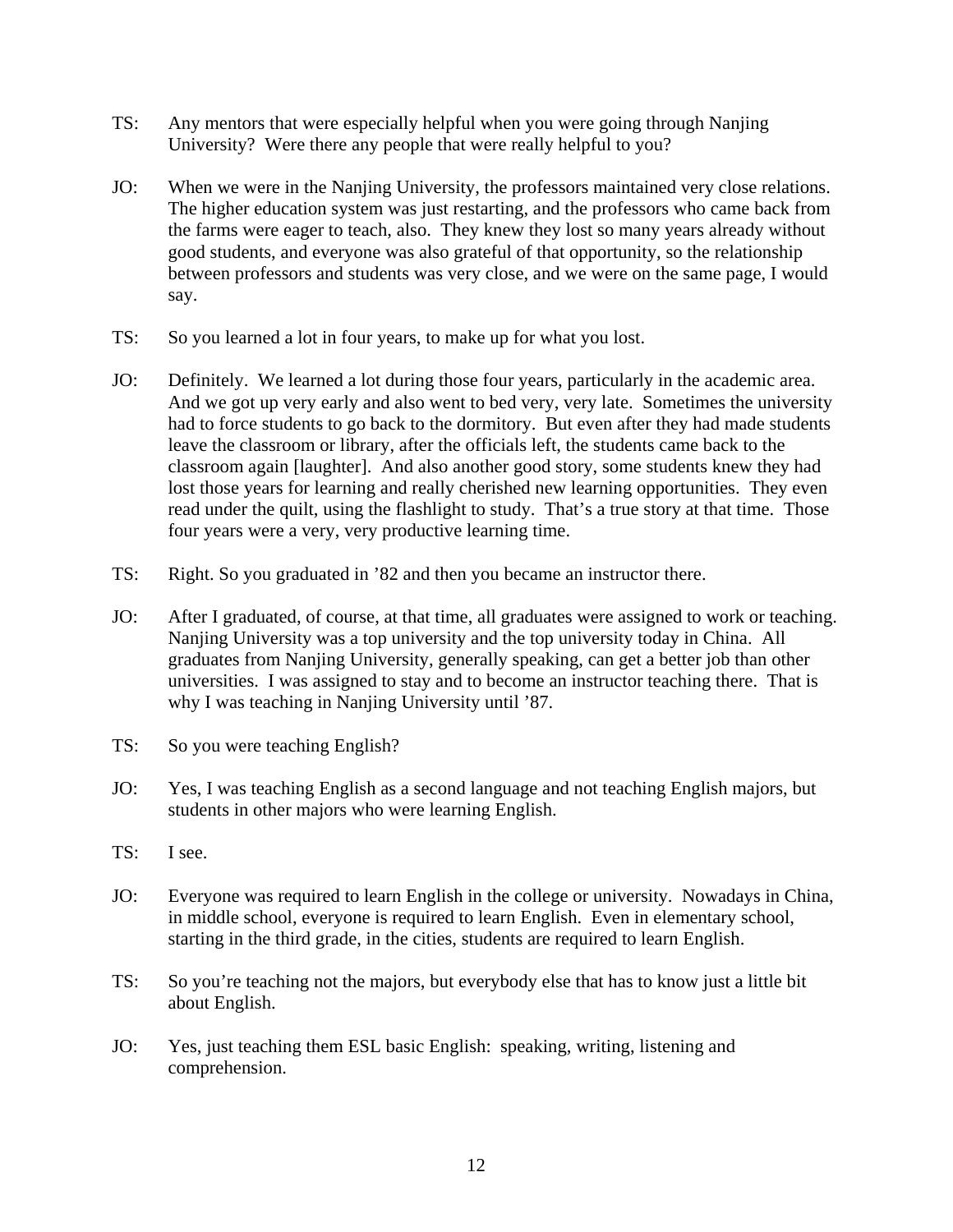TS: Any mentors that were especially helpful when you were going through Nanjing University? Were there any people that were really helpful to you?

JO: When we were in the Nanjing University, the professors maintained very close relations. The higher education system was just restarting, and the professors who came back from the farms were eager to teach, also. They knew they lost so many years already without good students, and everyone was also grateful of that opportunity, so the relationship between professors and students was very close, and we were on the same page, I would say.

TS: So you learned a lot in four years, to make up for what you lost.

JO: Definitely. We learned a lot during those four years, particularly in the academic area. And we got up very early and also went to bed very, very late. Sometimes the university had to force students to go back to the dormitory. But even after they had made students leave the classroom or library, after the officials left, the students came back to the classroom again [laughter]. And also another good story, some students knew they had lost those years for learning and really cherished new learning opportunities. They even read under the quilt, using the flashlight to study. That's a true story at that time. Those four years were a very, very productive learning time.

TS: Right. So you graduated in '82 and then you became an instructor there.

JO: After I graduated, of course, at that time, all graduates were assigned to work or teaching. Nanjing University was a top university and the top university today in China. All graduates from Nanjing University, generally speaking, can get a better job than other universities. I was assigned to stay and to become an instructor teaching there. That is why I was teaching in Nanjing University until '87.

TS: So you were teaching English?

JO: Yes, I was teaching English as a second language and not teaching English majors, but students in other majors who were learning English.

TS: I see.

JO: Everyone was required to learn English in the college or university. Nowadays in China, in middle school, everyone is required to learn English. Even in elementary school, starting in the third grade, in the cities, students are required to learn English.

TS: So you're teaching not the majors, but everybody else that has to know just a little bit about English.

JO: Yes, just teaching them ESL basic English: speaking, writing, listening and comprehension.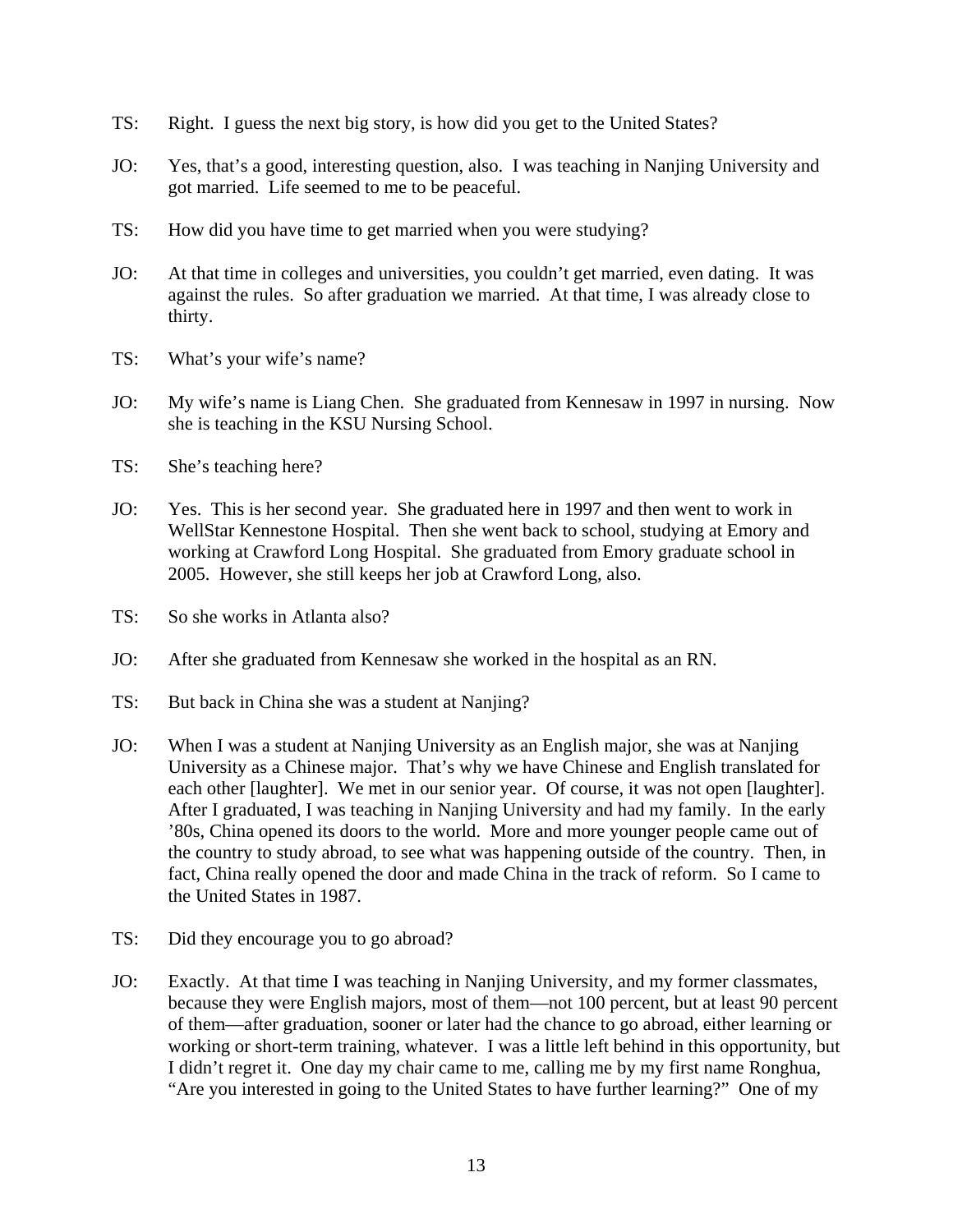TS: Right. I guess the next big story, is how did you get to the United States?

JO: Yes, that's a good, interesting question, also. I was teaching in Nanjing University and got married. Life seemed to me to be peaceful.

TS: How did you have time to get married when you were studying?

JO: At that time in colleges and universities, you couldn't get married, even dating. It was against the rules. So after graduation we married. At that time, I was already close to thirty.

TS: What's your wife's name?

JO: My wife's name is Liang Chen. She graduated from Kennesaw in 1997 in nursing. Now she is teaching in the KSU Nursing School.

TS: She's teaching here?

JO: Yes. This is her second year. She graduated here in 1997 and then went to work in WellStar Kennestone Hospital. Then she went back to school, studying at Emory and working at Crawford Long Hospital. She graduated from Emory graduate school in 2005. However, she still keeps her job at Crawford Long, also.

TS: So she works in Atlanta also?

JO: After she graduated from Kennesaw she worked in the hospital as an RN.

TS: But back in China she was a student at Nanjing?

JO: When I was a student at Nanjing University as an English major, she was at Nanjing University as a Chinese major. That's why we have Chinese and English translated for each other [laughter]. We met in our senior year. Of course, it was not open [laughter]. After I graduated, I was teaching in Nanjing University and had my family. In the early '80s, China opened its doors to the world. More and more younger people came out of the country to study abroad, to see what was happening outside of the country. Then, in fact, China really opened the door and made China in the track of reform. So I came to the United States in 1987.

TS: Did they encourage you to go abroad?

JO: Exactly. At that time I was teaching in Nanjing University, and my former classmates, because they were English majors, most of them—not 100 percent, but at least 90 percent of them—after graduation, sooner or later had the chance to go abroad, either learning or working or short-term training, whatever. I was a little left behind in this opportunity, but I didn't regret it. One day my chair came to me, calling me by my first name Ronghua, "Are you interested in going to the United States to have further learning?" One of my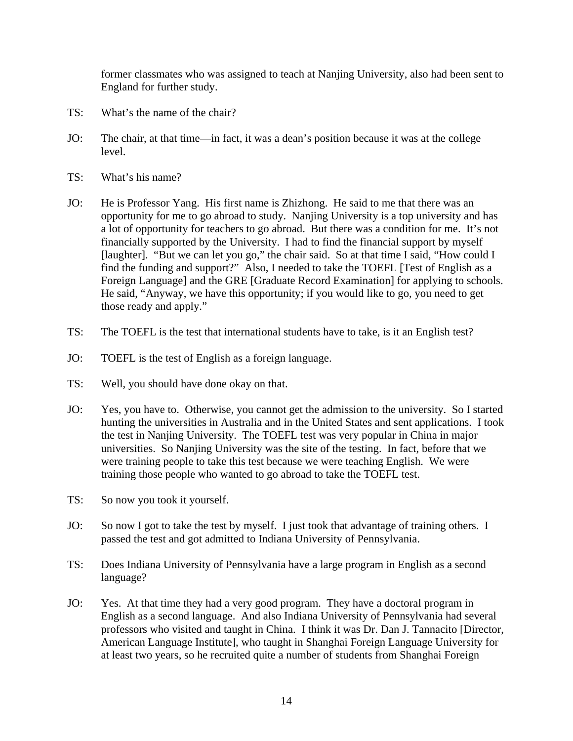former classmates who was assigned to teach at Nanjing University, also had been sent to England for further study.

TS: What's the name of the chair?

JO: The chair, at that time—in fact, it was a dean's position because it was at the college level.

TS: What's his name?

JO: He is Professor Yang. His first name is Zhizhong. He said to me that there was an opportunity for me to go abroad to study. Nanjing University is a top university and has a lot of opportunity for teachers to go abroad. But there was a condition for me. It's not financially supported by the University. I had to find the financial support by myself [laughter]. "But we can let you go," the chair said. So at that time I said, "How could I find the funding and support?" Also, I needed to take the TOEFL [Test of English as a Foreign Language] and the GRE [Graduate Record Examination] for applying to schools. He said, "Anyway, we have this opportunity; if you would like to go, you need to get those ready and apply."

TS: The TOEFL is the test that international students have to take, is it an English test?

JO: TOEFL is the test of English as a foreign language.

TS: Well, you should have done okay on that.

JO: Yes, you have to. Otherwise, you cannot get the admission to the university. So I started hunting the universities in Australia and in the United States and sent applications. I took the test in Nanjing University. The TOEFL test was very popular in China in major universities. So Nanjing University was the site of the testing. In fact, before that we were training people to take this test because we were teaching English. We were training those people who wanted to go abroad to take the TOEFL test.

TS: So now you took it yourself.

JO: So now I got to take the test by myself. I just took that advantage of training others. I passed the test and got admitted to Indiana University of Pennsylvania.

TS: Does Indiana University of Pennsylvania have a large program in English as a second language?

JO: Yes. At that time they had a very good program. They have a doctoral program in English as a second language. And also Indiana University of Pennsylvania had several professors who visited and taught in China. I think it was Dr. Dan J. Tannacito [Director, American Language Institute], who taught in Shanghai Foreign Language University for at least two years, so he recruited quite a number of students from Shanghai Foreign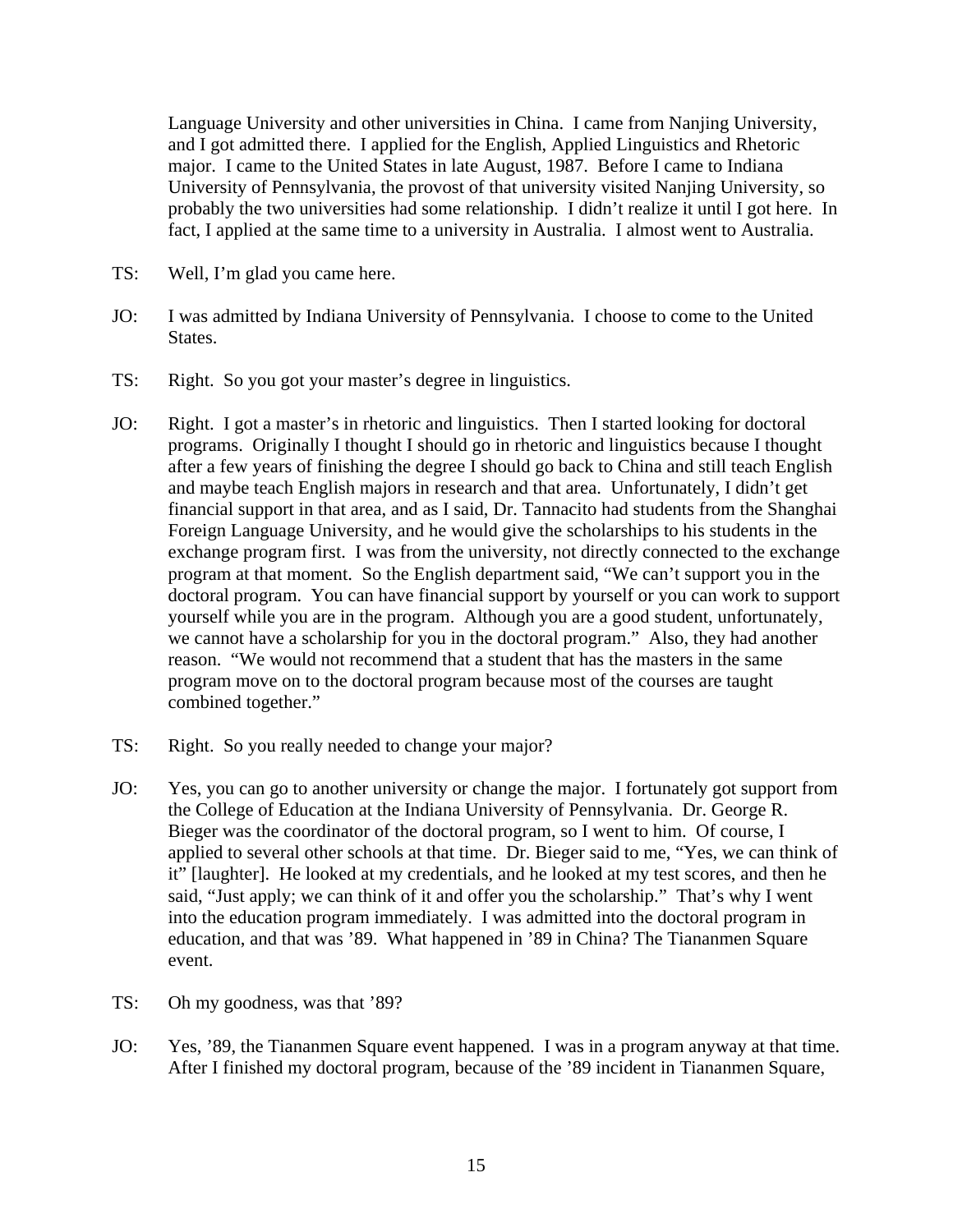Language University and other universities in China. I came from Nanjing University, and I got admitted there. I applied for the English, Applied Linguistics and Rhetoric major. I came to the United States in late August, 1987. Before I came to Indiana University of Pennsylvania, the provost of that university visited Nanjing University, so probably the two universities had some relationship. I didn't realize it until I got here. In fact, I applied at the same time to a university in Australia. I almost went to Australia.

TS: Well, I'm glad you came here.

JO: I was admitted by Indiana University of Pennsylvania. I choose to come to the United States.

TS: Right. So you got your master's degree in linguistics.

JO: Right. I got a master's in rhetoric and linguistics. Then I started looking for doctoral programs. Originally I thought I should go in rhetoric and linguistics because I thought after a few years of finishing the degree I should go back to China and still teach English and maybe teach English majors in research and that area. Unfortunately, I didn't get financial support in that area, and as I said, Dr. Tannacito had students from the Shanghai Foreign Language University, and he would give the scholarships to his students in the exchange program first. I was from the university, not directly connected to the exchange program at that moment. So the English department said, "We can't support you in the doctoral program. You can have financial support by yourself or you can work to support yourself while you are in the program. Although you are a good student, unfortunately, we cannot have a scholarship for you in the doctoral program." Also, they had another reason. "We would not recommend that a student that has the masters in the same program move on to the doctoral program because most of the courses are taught combined together."

TS: Right. So you really needed to change your major?

JO: Yes, you can go to another university or change the major. I fortunately got support from the College of Education at the Indiana University of Pennsylvania. Dr. George R. Bieger was the coordinator of the doctoral program, so I went to him. Of course, I applied to several other schools at that time. Dr. Bieger said to me, "Yes, we can think of it" [laughter]. He looked at my credentials, and he looked at my test scores, and then he said, "Just apply; we can think of it and offer you the scholarship." That's why I went into the education program immediately. I was admitted into the doctoral program in education, and that was '89. What happened in '89 in China? The Tiananmen Square event.

TS: Oh my goodness, was that '89?

JO: Yes, '89, the Tiananmen Square event happened. I was in a program anyway at that time. After I finished my doctoral program, because of the '89 incident in Tiananmen Square,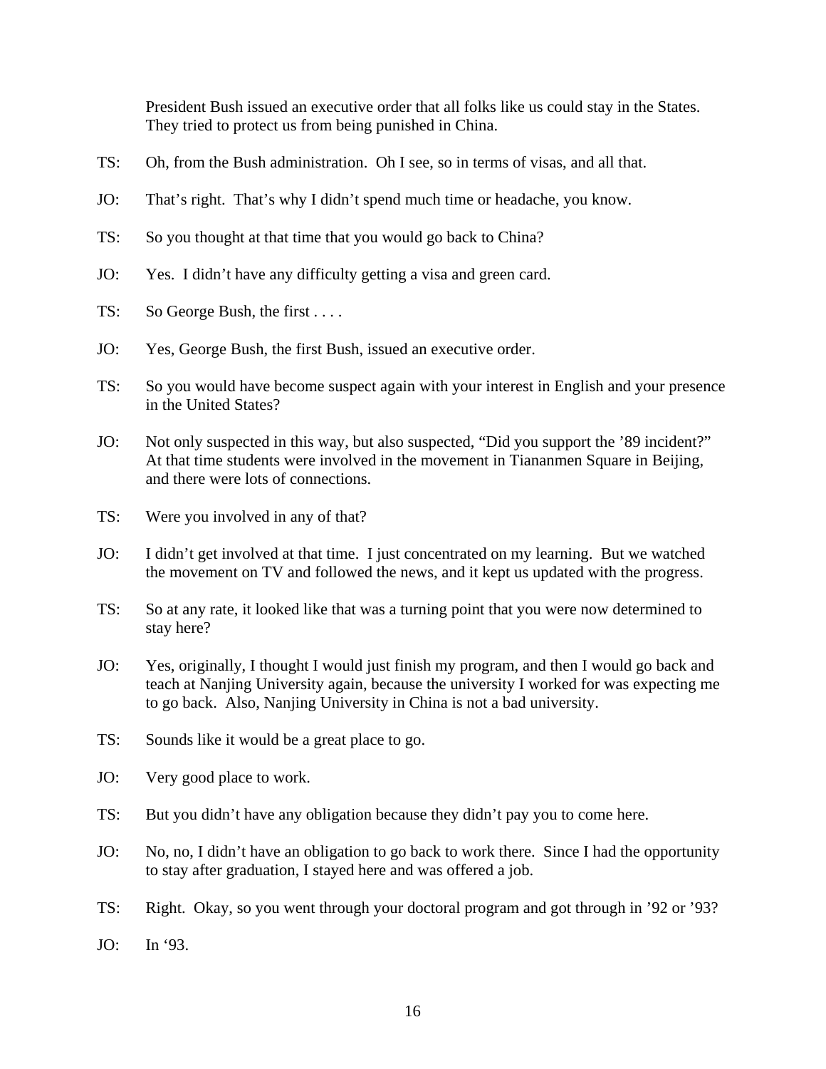President Bush issued an executive order that all folks like us could stay in the States. They tried to protect us from being punished in China.

TS: Oh, from the Bush administration. Oh I see, so in terms of visas, and all that.

JO: That's right. That's why I didn't spend much time or headache, you know.

TS: So you thought at that time that you would go back to China?

JO: Yes. I didn't have any difficulty getting a visa and green card.

TS: So George Bush, the first . . . .

JO: Yes, George Bush, the first Bush, issued an executive order.

TS: So you would have become suspect again with your interest in English and your presence in the United States?

JO: Not only suspected in this way, but also suspected, "Did you support the '89 incident?" At that time students were involved in the movement in Tiananmen Square in Beijing, and there were lots of connections.

TS: Were you involved in any of that?

JO: I didn't get involved at that time. I just concentrated on my learning. But we watched the movement on TV and followed the news, and it kept us updated with the progress.

TS: So at any rate, it looked like that was a turning point that you were now determined to stay here?

JO: Yes, originally, I thought I would just finish my program, and then I would go back and teach at Nanjing University again, because the university I worked for was expecting me to go back. Also, Nanjing University in China is not a bad university.

TS: Sounds like it would be a great place to go.

JO: Very good place to work.

TS: But you didn't have any obligation because they didn't pay you to come here.

JO: No, no, I didn't have an obligation to go back to work there. Since I had the opportunity to stay after graduation, I stayed here and was offered a job.

TS: Right. Okay, so you went through your doctoral program and got through in '92 or '93?

JO: In '93.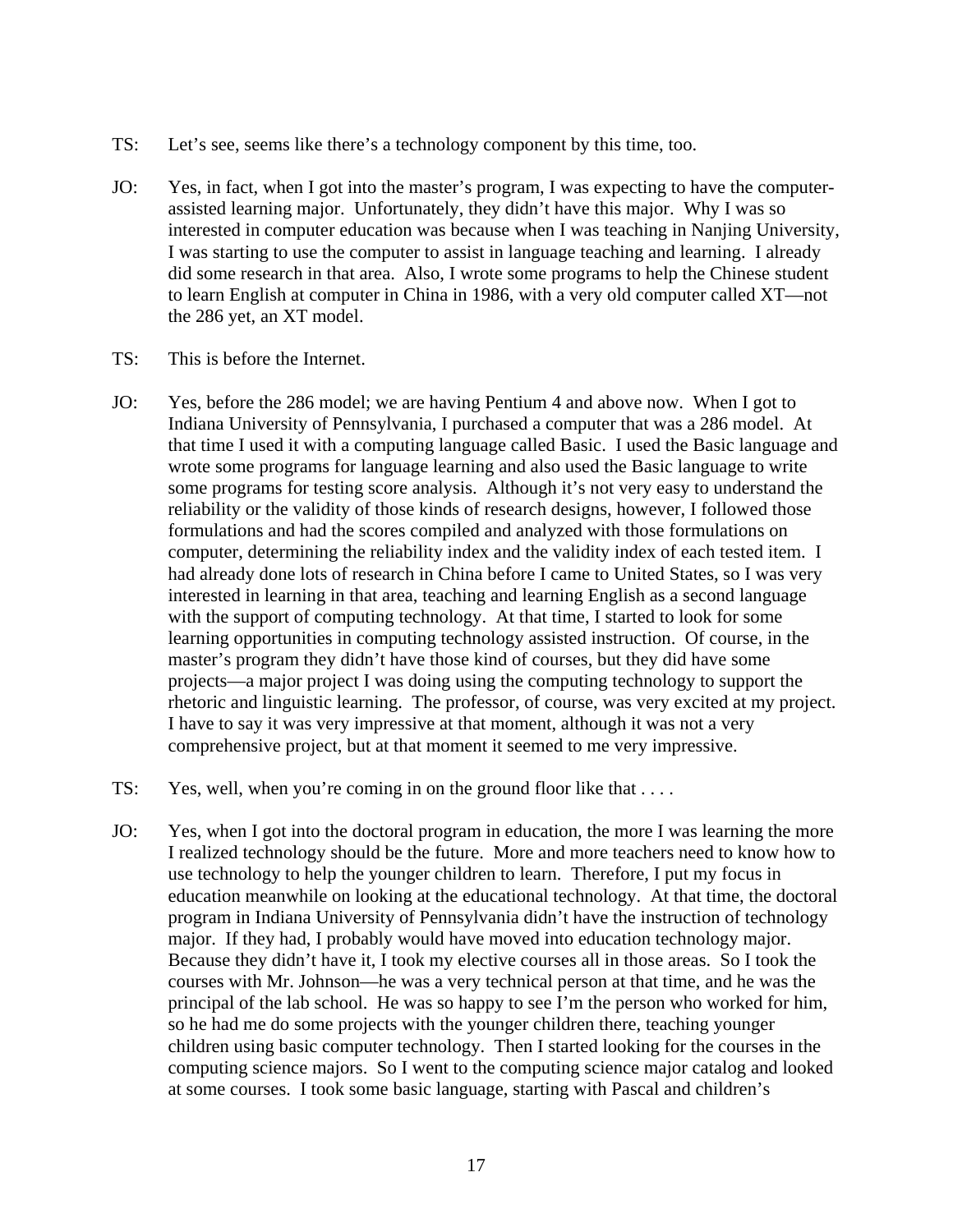TS: Let's see, seems like there's a technology component by this time, too.

JO: Yes, in fact, when I got into the master's program, I was expecting to have the computer-assisted learning major. Unfortunately, they didn't have this major. Why I was so interested in computer education was because when I was teaching in Nanjing University, I was starting to use the computer to assist in language teaching and learning. I already did some research in that area. Also, I wrote some programs to help the Chinese student to learn English at computer in China in 1986, with a very old computer called XT—not the 286 yet, an XT model.

TS: This is before the Internet.

JO: Yes, before the 286 model; we are having Pentium 4 and above now. When I got to Indiana University of Pennsylvania, I purchased a computer that was a 286 model. At that time I used it with a computing language called Basic. I used the Basic language and wrote some programs for language learning and also used the Basic language to write some programs for testing score analysis. Although it's not very easy to understand the reliability or the validity of those kinds of research designs, however, I followed those formulations and had the scores compiled and analyzed with those formulations on computer, determining the reliability index and the validity index of each tested item. I had already done lots of research in China before I came to United States, so I was very interested in learning in that area, teaching and learning English as a second language with the support of computing technology. At that time, I started to look for some learning opportunities in computing technology assisted instruction. Of course, in the master's program they didn't have those kind of courses, but they did have some projects—a major project I was doing using the computing technology to support the rhetoric and linguistic learning. The professor, of course, was very excited at my project. I have to say it was very impressive at that moment, although it was not a very comprehensive project, but at that moment it seemed to me very impressive.

TS: Yes, well, when you're coming in on the ground floor like that . . . .

JO: Yes, when I got into the doctoral program in education, the more I was learning the more I realized technology should be the future. More and more teachers need to know how to use technology to help the younger children to learn. Therefore, I put my focus in education meanwhile on looking at the educational technology. At that time, the doctoral program in Indiana University of Pennsylvania didn't have the instruction of technology major. If they had, I probably would have moved into education technology major. Because they didn't have it, I took my elective courses all in those areas. So I took the courses with Mr. Johnson—he was a very technical person at that time, and he was the principal of the lab school. He was so happy to see I'm the person who worked for him, so he had me do some projects with the younger children there, teaching younger children using basic computer technology. Then I started looking for the courses in the computing science majors. So I went to the computing science major catalog and looked at some courses. I took some basic language, starting with Pascal and children's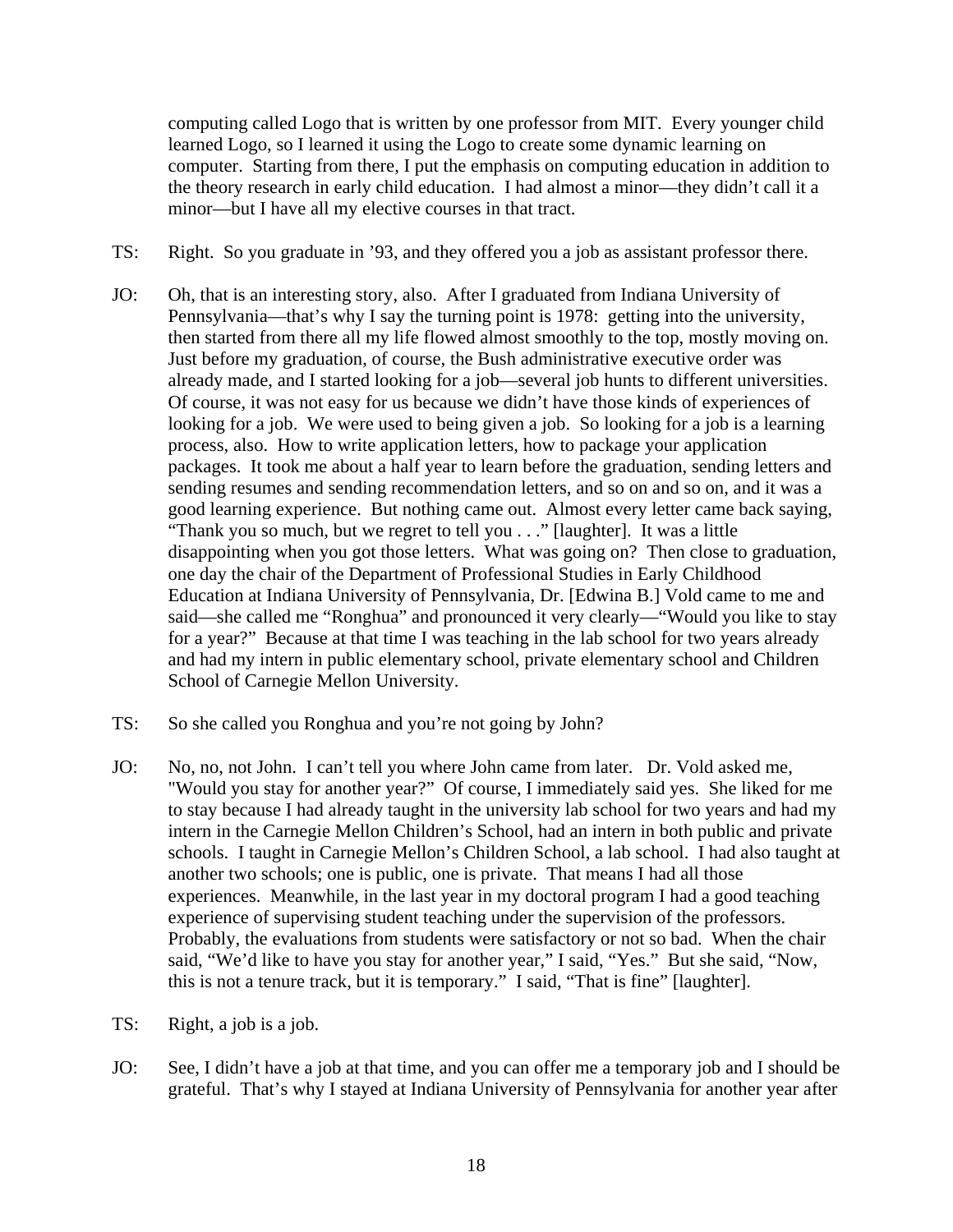computing called Logo that is written by one professor from MIT. Every younger child learned Logo, so I learned it using the Logo to create some dynamic learning on computer. Starting from there, I put the emphasis on computing education in addition to the theory research in early child education. I had almost a minor—they didn't call it a minor—but I have all my elective courses in that tract.

TS: Right. So you graduate in '93, and they offered you a job as assistant professor there.

JO: Oh, that is an interesting story, also. After I graduated from Indiana University of Pennsylvania—that's why I say the turning point is 1978: getting into the university, then started from there all my life flowed almost smoothly to the top, mostly moving on. Just before my graduation, of course, the Bush administrative executive order was already made, and I started looking for a job—several job hunts to different universities. Of course, it was not easy for us because we didn't have those kinds of experiences of looking for a job. We were used to being given a job. So looking for a job is a learning process, also. How to write application letters, how to package your application packages. It took me about a half year to learn before the graduation, sending letters and sending resumes and sending recommendation letters, and so on and so on, and it was a good learning experience. But nothing came out. Almost every letter came back saying, "Thank you so much, but we regret to tell you . . ." [laughter]. It was a little disappointing when you got those letters. What was going on? Then close to graduation, one day the chair of the Department of Professional Studies in Early Childhood Education at Indiana University of Pennsylvania, Dr. [Edwina B.] Vold came to me and said—she called me "Ronghua" and pronounced it very clearly—"Would you like to stay for a year?" Because at that time I was teaching in the lab school for two years already and had my intern in public elementary school, private elementary school and Children School of Carnegie Mellon University.

TS: So she called you Ronghua and you're not going by John?

JO: No, no, not John. I can't tell you where John came from later. Dr. Vold asked me, "Would you stay for another year?" Of course, I immediately said yes. She liked for me to stay because I had already taught in the university lab school for two years and had my intern in the Carnegie Mellon Children's School, had an intern in both public and private schools. I taught in Carnegie Mellon's Children School, a lab school. I had also taught at another two schools; one is public, one is private. That means I had all those experiences. Meanwhile, in the last year in my doctoral program I had a good teaching experience of supervising student teaching under the supervision of the professors. Probably, the evaluations from students were satisfactory or not so bad. When the chair said, "We'd like to have you stay for another year," I said, "Yes." But she said, "Now, this is not a tenure track, but it is temporary." I said, "That is fine" [laughter].

TS: Right, a job is a job.

JO: See, I didn't have a job at that time, and you can offer me a temporary job and I should be grateful. That's why I stayed at Indiana University of Pennsylvania for another year after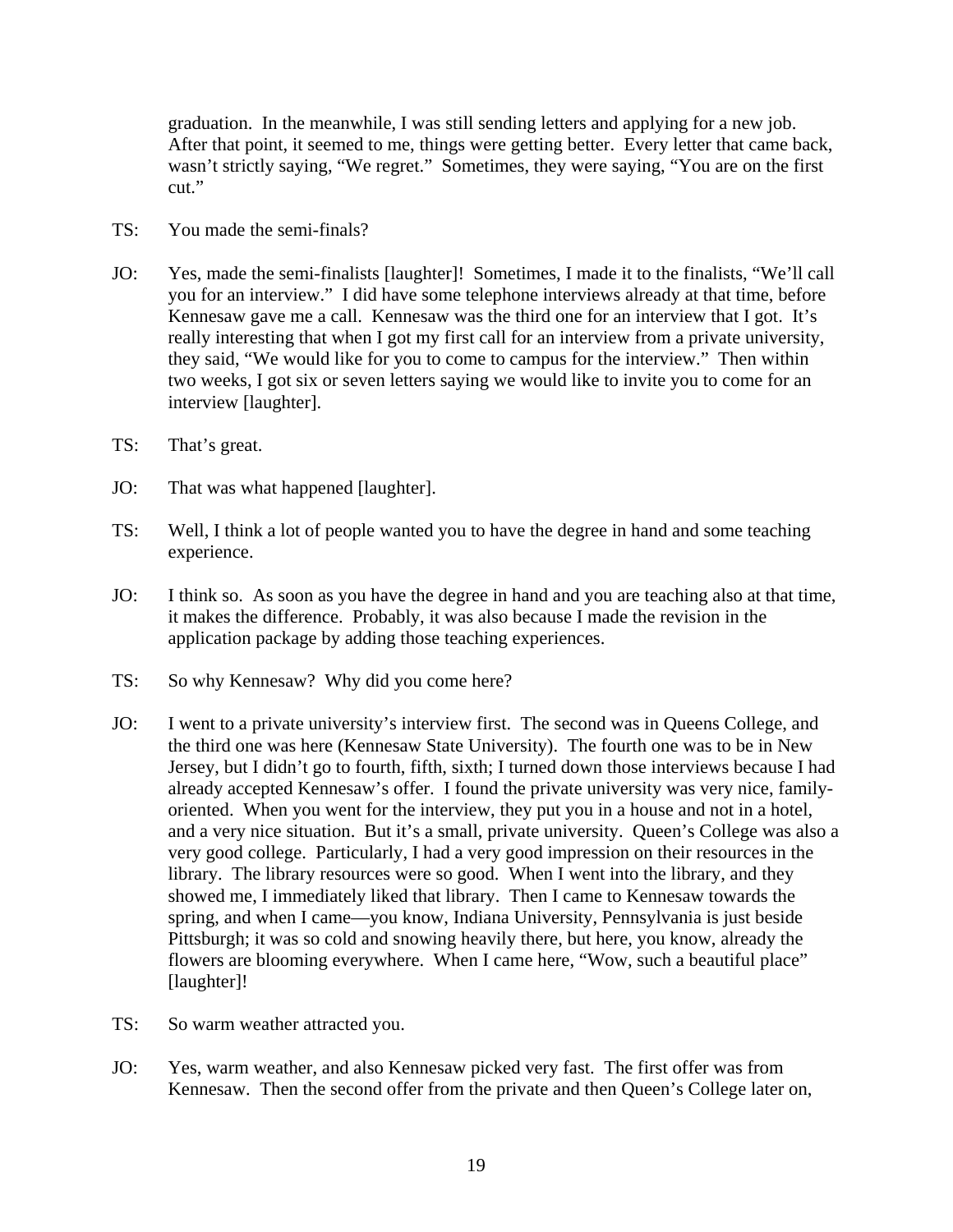graduation. In the meanwhile, I was still sending letters and applying for a new job. After that point, it seemed to me, things were getting better. Every letter that came back, wasn't strictly saying, "We regret." Sometimes, they were saying, "You are on the first cut."

TS: You made the semi-finals?

JO: Yes, made the semi-finalists [laughter]! Sometimes, I made it to the finalists, "We'll call you for an interview." I did have some telephone interviews already at that time, before Kennesaw gave me a call. Kennesaw was the third one for an interview that I got. It's really interesting that when I got my first call for an interview from a private university, they said, "We would like for you to come to campus for the interview." Then within two weeks, I got six or seven letters saying we would like to invite you to come for an interview [laughter].

TS: That's great.

JO: That was what happened [laughter].

TS: Well, I think a lot of people wanted you to have the degree in hand and some teaching experience.

JO: I think so. As soon as you have the degree in hand and you are teaching also at that time, it makes the difference. Probably, it was also because I made the revision in the application package by adding those teaching experiences.

TS: So why Kennesaw? Why did you come here?

JO: I went to a private university's interview first. The second was in Queens College, and the third one was here (Kennesaw State University). The fourth one was to be in New Jersey, but I didn't go to fourth, fifth, sixth; I turned down those interviews because I had already accepted Kennesaw's offer. I found the private university was very nice, family-oriented. When you went for the interview, they put you in a house and not in a hotel, and a very nice situation. But it's a small, private university. Queen's College was also a very good college. Particularly, I had a very good impression on their resources in the library. The library resources were so good. When I went into the library, and they showed me, I immediately liked that library. Then I came to Kennesaw towards the spring, and when I came—you know, Indiana University, Pennsylvania is just beside Pittsburgh; it was so cold and snowing heavily there, but here, you know, already the flowers are blooming everywhere. When I came here, "Wow, such a beautiful place" [laughter]!

TS: So warm weather attracted you.

JO: Yes, warm weather, and also Kennesaw picked very fast. The first offer was from Kennesaw. Then the second offer from the private and then Queen's College later on,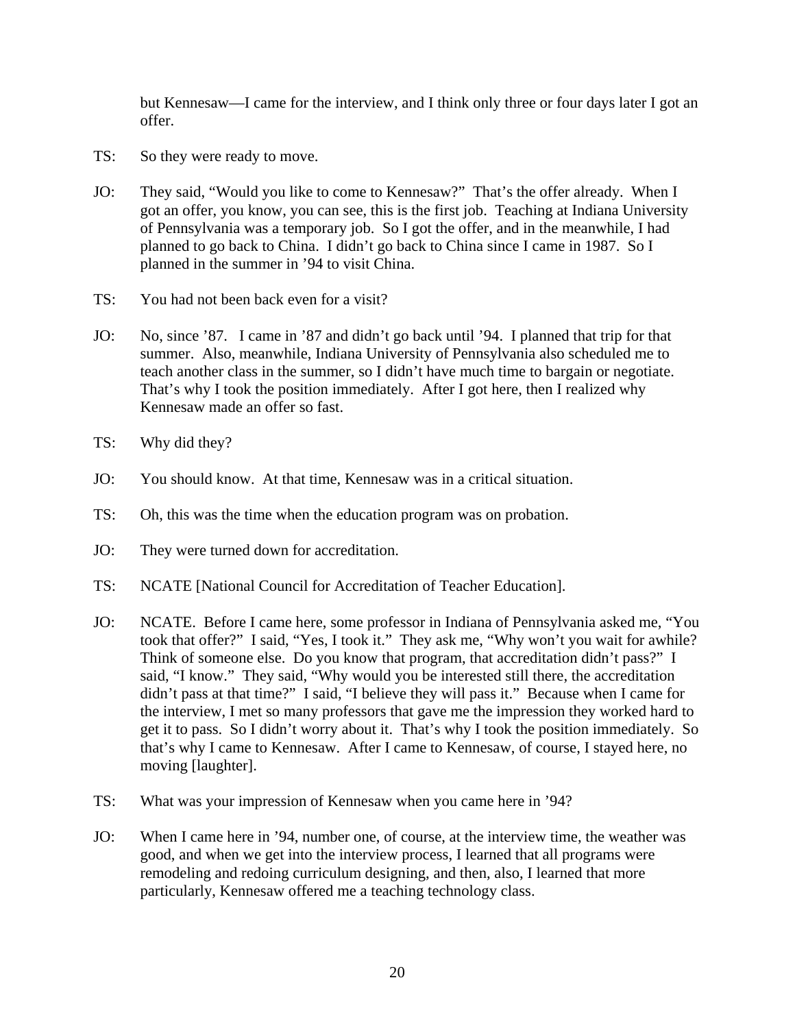but Kennesaw—I came for the interview, and I think only three or four days later I got an offer.

TS: So they were ready to move.

JO: They said, "Would you like to come to Kennesaw?" That's the offer already. When I got an offer, you know, you can see, this is the first job. Teaching at Indiana University of Pennsylvania was a temporary job. So I got the offer, and in the meanwhile, I had planned to go back to China. I didn't go back to China since I came in 1987. So I planned in the summer in '94 to visit China.

TS: You had not been back even for a visit?

JO: No, since '87. I came in '87 and didn't go back until '94. I planned that trip for that summer. Also, meanwhile, Indiana University of Pennsylvania also scheduled me to teach another class in the summer, so I didn't have much time to bargain or negotiate. That's why I took the position immediately. After I got here, then I realized why Kennesaw made an offer so fast.

TS: Why did they?

JO: You should know. At that time, Kennesaw was in a critical situation.

TS: Oh, this was the time when the education program was on probation.

JO: They were turned down for accreditation.

TS: NCATE [National Council for Accreditation of Teacher Education].

JO: NCATE. Before I came here, some professor in Indiana of Pennsylvania asked me, "You took that offer?" I said, "Yes, I took it." They ask me, "Why won't you wait for awhile? Think of someone else. Do you know that program, that accreditation didn't pass?" I said, "I know." They said, "Why would you be interested still there, the accreditation didn't pass at that time?" I said, "I believe they will pass it." Because when I came for the interview, I met so many professors that gave me the impression they worked hard to get it to pass. So I didn't worry about it. That's why I took the position immediately. So that's why I came to Kennesaw. After I came to Kennesaw, of course, I stayed here, no moving [laughter].

TS: What was your impression of Kennesaw when you came here in '94?

JO: When I came here in '94, number one, of course, at the interview time, the weather was good, and when we get into the interview process, I learned that all programs were remodeling and redoing curriculum designing, and then, also, I learned that more particularly, Kennesaw offered me a teaching technology class.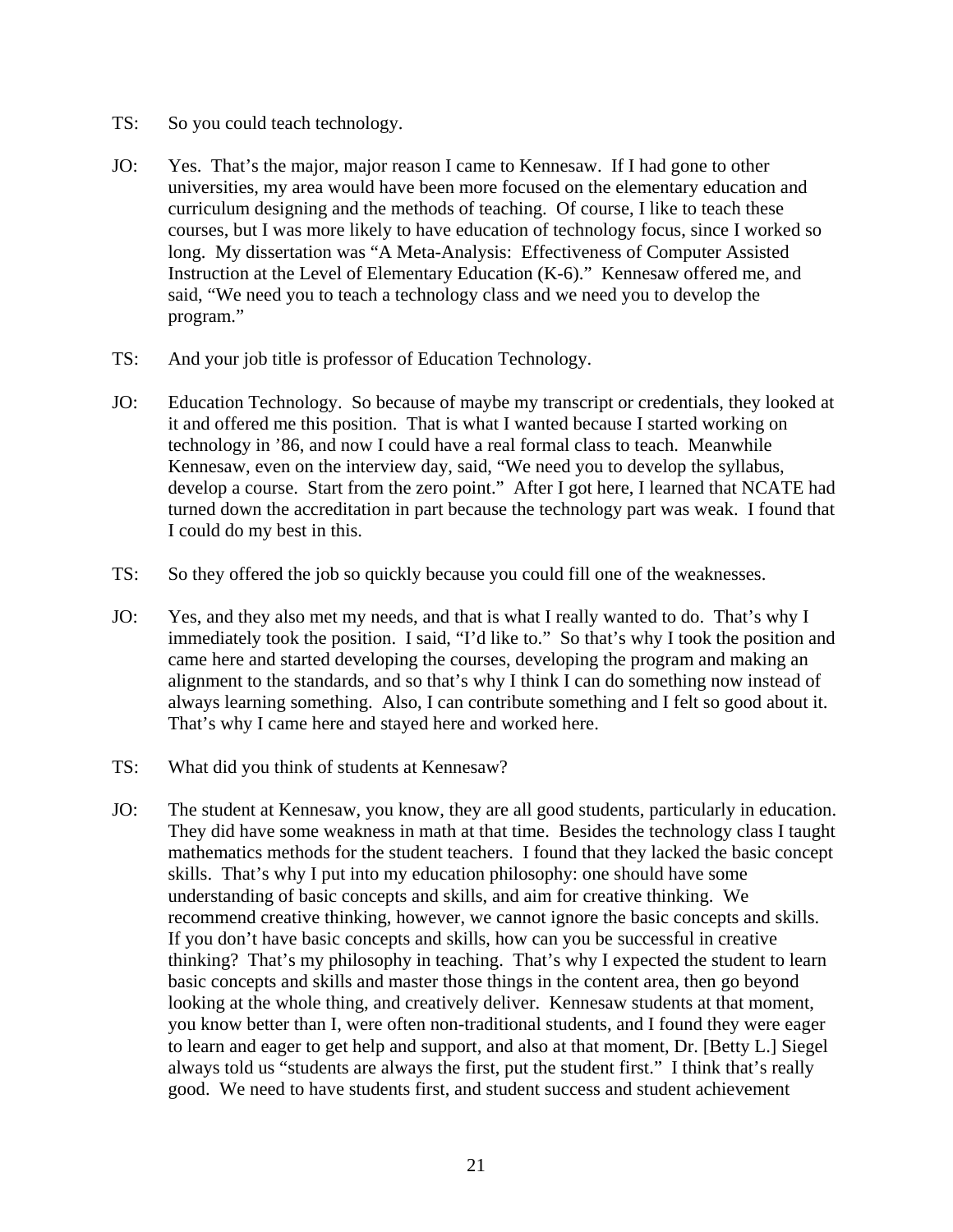TS: So you could teach technology.

JO: Yes. That's the major, major reason I came to Kennesaw. If I had gone to other universities, my area would have been more focused on the elementary education and curriculum designing and the methods of teaching. Of course, I like to teach these courses, but I was more likely to have education of technology focus, since I worked so long. My dissertation was "A Meta-Analysis: Effectiveness of Computer Assisted Instruction at the Level of Elementary Education (K-6)." Kennesaw offered me, and said, "We need you to teach a technology class and we need you to develop the program."

TS: And your job title is professor of Education Technology.

JO: Education Technology. So because of maybe my transcript or credentials, they looked at it and offered me this position. That is what I wanted because I started working on technology in '86, and now I could have a real formal class to teach. Meanwhile Kennesaw, even on the interview day, said, "We need you to develop the syllabus, develop a course. Start from the zero point." After I got here, I learned that NCATE had turned down the accreditation in part because the technology part was weak. I found that I could do my best in this.

TS: So they offered the job so quickly because you could fill one of the weaknesses.

JO: Yes, and they also met my needs, and that is what I really wanted to do. That's why I immediately took the position. I said, "I'd like to." So that's why I took the position and came here and started developing the courses, developing the program and making an alignment to the standards, and so that's why I think I can do something now instead of always learning something. Also, I can contribute something and I felt so good about it. That's why I came here and stayed here and worked here.

TS: What did you think of students at Kennesaw?

JO: The student at Kennesaw, you know, they are all good students, particularly in education. They did have some weakness in math at that time. Besides the technology class I taught mathematics methods for the student teachers. I found that they lacked the basic concept skills. That's why I put into my education philosophy: one should have some understanding of basic concepts and skills, and aim for creative thinking. We recommend creative thinking, however, we cannot ignore the basic concepts and skills. If you don't have basic concepts and skills, how can you be successful in creative thinking? That's my philosophy in teaching. That's why I expected the student to learn basic concepts and skills and master those things in the content area, then go beyond looking at the whole thing, and creatively deliver. Kennesaw students at that moment, you know better than I, were often non-traditional students, and I found they were eager to learn and eager to get help and support, and also at that moment, Dr. [Betty L.] Siegel always told us "students are always the first, put the student first." I think that's really good. We need to have students first, and student success and student achievement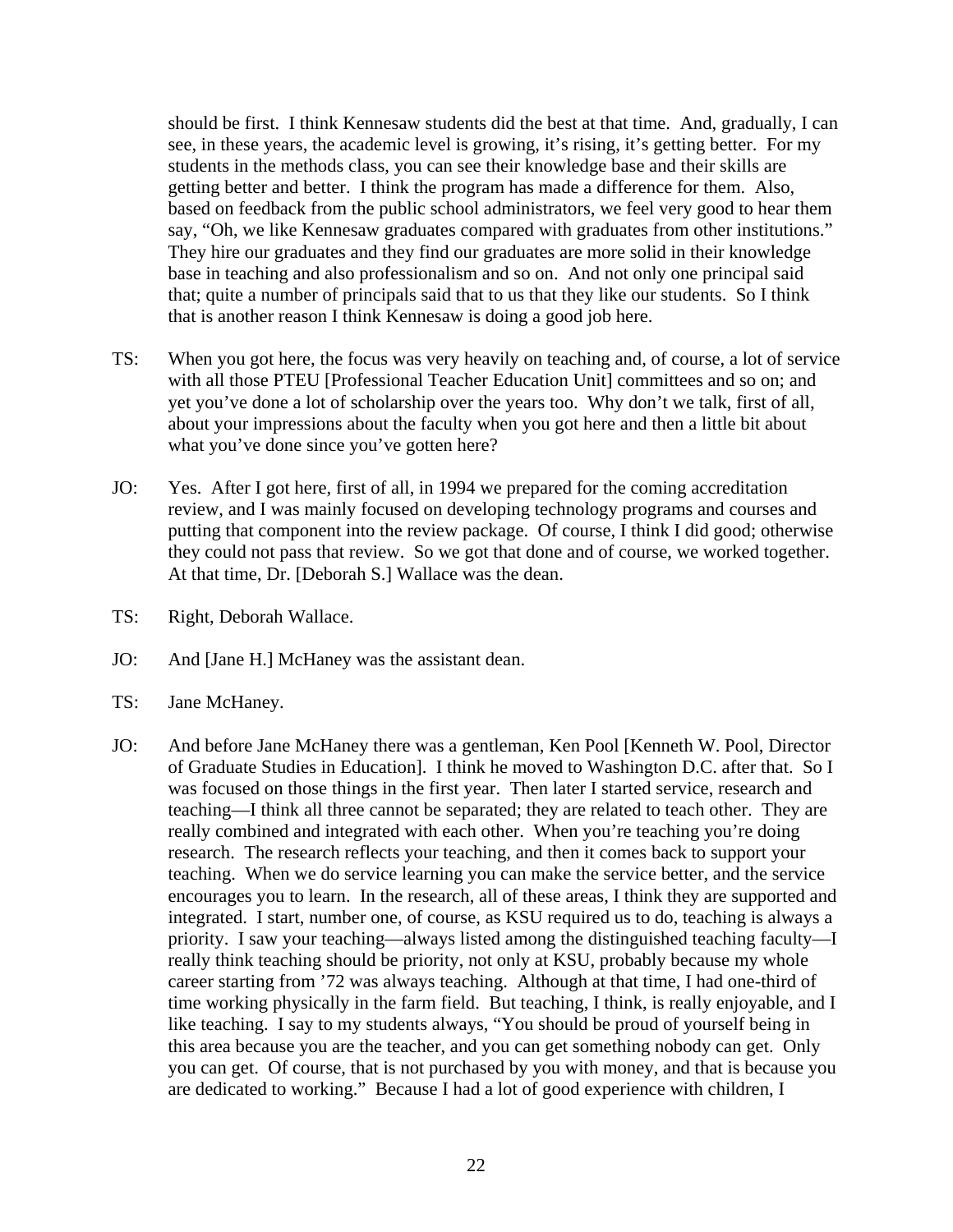should be first. I think Kennesaw students did the best at that time. And, gradually, I can see, in these years, the academic level is growing, it's rising, it's getting better. For my students in the methods class, you can see their knowledge base and their skills are getting better and better. I think the program has made a difference for them. Also, based on feedback from the public school administrators, we feel very good to hear them say, "Oh, we like Kennesaw graduates compared with graduates from other institutions." They hire our graduates and they find our graduates are more solid in their knowledge base in teaching and also professionalism and so on. And not only one principal said that; quite a number of principals said that to us that they like our students. So I think that is another reason I think Kennesaw is doing a good job here.

TS: When you got here, the focus was very heavily on teaching and, of course, a lot of service with all those PTEU [Professional Teacher Education Unit] committees and so on; and yet you've done a lot of scholarship over the years too. Why don't we talk, first of all, about your impressions about the faculty when you got here and then a little bit about what you've done since you've gotten here?

JO: Yes. After I got here, first of all, in 1994 we prepared for the coming accreditation review, and I was mainly focused on developing technology programs and courses and putting that component into the review package. Of course, I think I did good; otherwise they could not pass that review. So we got that done and of course, we worked together. At that time, Dr. [Deborah S.] Wallace was the dean.

TS: Right, Deborah Wallace.

JO: And [Jane H.] McHaney was the assistant dean.

TS: Jane McHaney.

JO: And before Jane McHaney there was a gentleman, Ken Pool [Kenneth W. Pool, Director of Graduate Studies in Education]. I think he moved to Washington D.C. after that. So I was focused on those things in the first year. Then later I started service, research and teaching—I think all three cannot be separated; they are related to teach other. They are really combined and integrated with each other. When you're teaching you're doing research. The research reflects your teaching, and then it comes back to support your teaching. When we do service learning you can make the service better, and the service encourages you to learn. In the research, all of these areas, I think they are supported and integrated. I start, number one, of course, as KSU required us to do, teaching is always a priority. I saw your teaching—always listed among the distinguished teaching faculty—I really think teaching should be priority, not only at KSU, probably because my whole career starting from '72 was always teaching. Although at that time, I had one-third of time working physically in the farm field. But teaching, I think, is really enjoyable, and I like teaching. I say to my students always, "You should be proud of yourself being in this area because you are the teacher, and you can get something nobody can get. Only you can get. Of course, that is not purchased by you with money, and that is because you are dedicated to working." Because I had a lot of good experience with children, I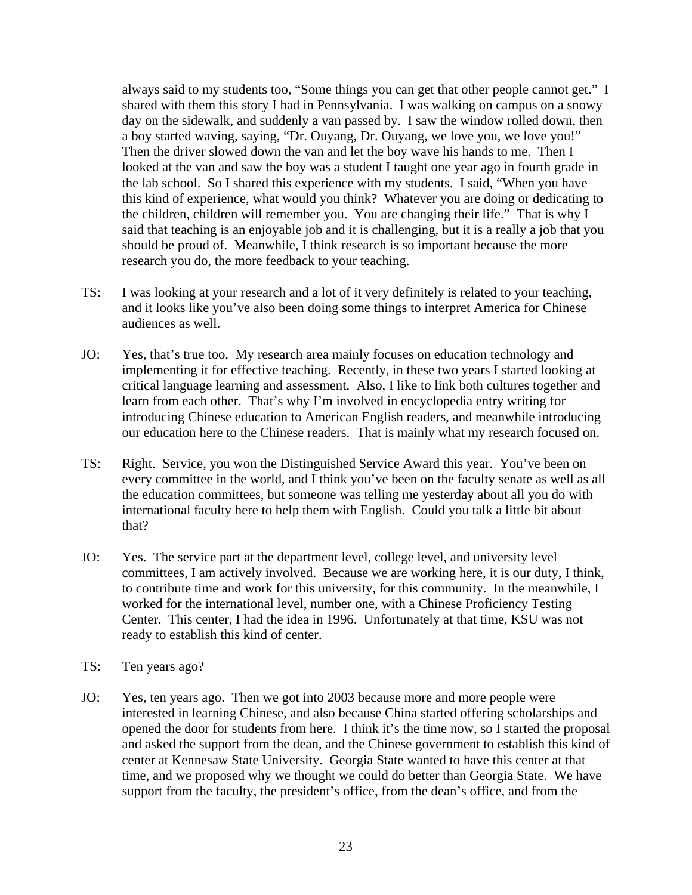always said to my students too, "Some things you can get that other people cannot get." I shared with them this story I had in Pennsylvania. I was walking on campus on a snowy day on the sidewalk, and suddenly a van passed by. I saw the window rolled down, then a boy started waving, saying, "Dr. Ouyang, Dr. Ouyang, we love you, we love you!" Then the driver slowed down the van and let the boy wave his hands to me. Then I looked at the van and saw the boy was a student I taught one year ago in fourth grade in the lab school. So I shared this experience with my students. I said, "When you have this kind of experience, what would you think? Whatever you are doing or dedicating to the children, children will remember you. You are changing their life." That is why I said that teaching is an enjoyable job and it is challenging, but it is a really a job that you should be proud of. Meanwhile, I think research is so important because the more research you do, the more feedback to your teaching.

TS: I was looking at your research and a lot of it very definitely is related to your teaching, and it looks like you've also been doing some things to interpret America for Chinese audiences as well.

JO: Yes, that's true too. My research area mainly focuses on education technology and implementing it for effective teaching. Recently, in these two years I started looking at critical language learning and assessment. Also, I like to link both cultures together and learn from each other. That's why I'm involved in encyclopedia entry writing for introducing Chinese education to American English readers, and meanwhile introducing our education here to the Chinese readers. That is mainly what my research focused on.

TS: Right. Service, you won the Distinguished Service Award this year. You've been on every committee in the world, and I think you've been on the faculty senate as well as all the education committees, but someone was telling me yesterday about all you do with international faculty here to help them with English. Could you talk a little bit about that?

JO: Yes. The service part at the department level, college level, and university level committees, I am actively involved. Because we are working here, it is our duty, I think, to contribute time and work for this university, for this community. In the meanwhile, I worked for the international level, number one, with a Chinese Proficiency Testing Center. This center, I had the idea in 1996. Unfortunately at that time, KSU was not ready to establish this kind of center.

TS: Ten years ago?

JO: Yes, ten years ago. Then we got into 2003 because more and more people were interested in learning Chinese, and also because China started offering scholarships and opened the door for students from here. I think it's the time now, so I started the proposal and asked the support from the dean, and the Chinese government to establish this kind of center at Kennesaw State University. Georgia State wanted to have this center at that time, and we proposed why we thought we could do better than Georgia State. We have support from the faculty, the president's office, from the dean's office, and from the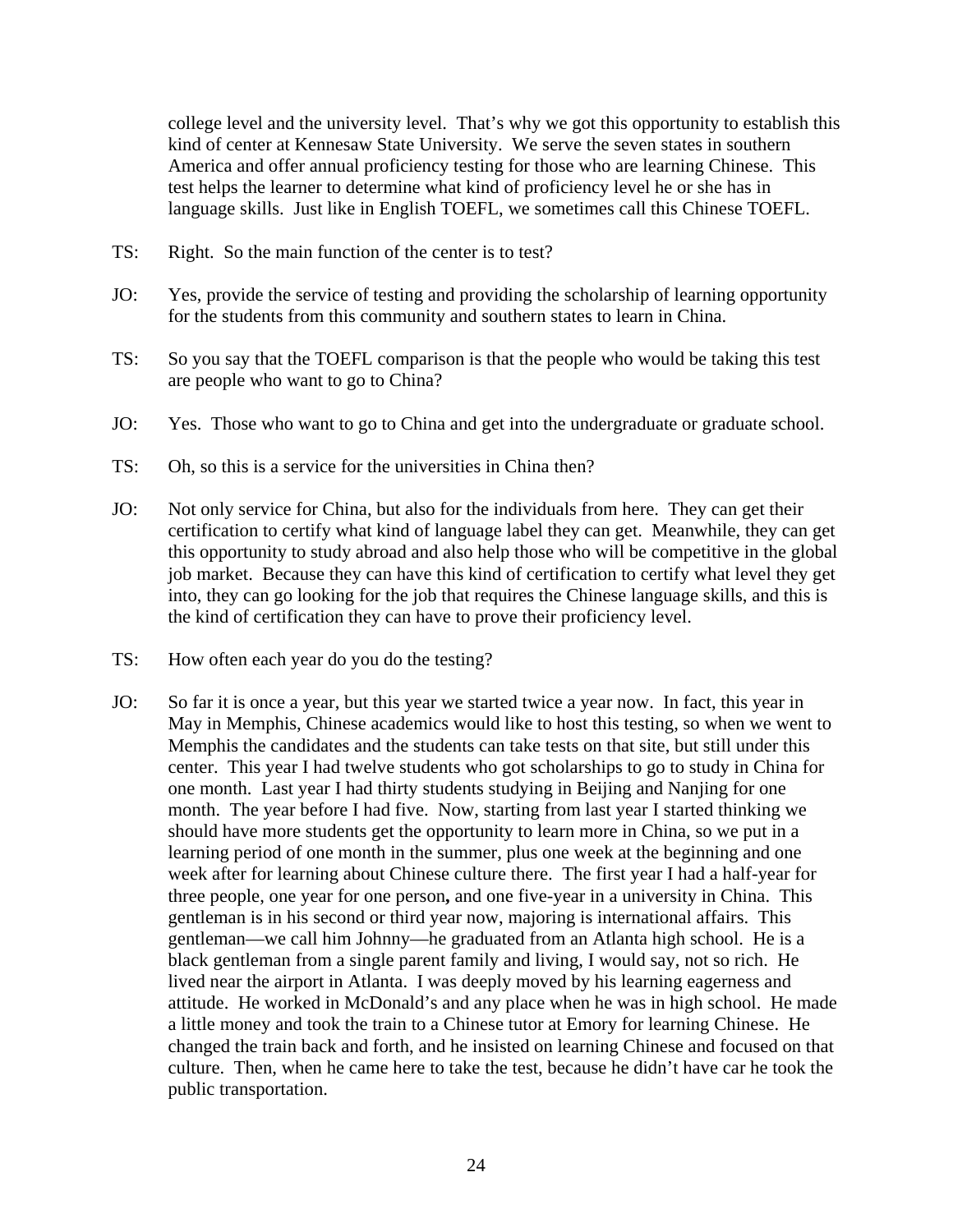college level and the university level. That's why we got this opportunity to establish this kind of center at Kennesaw State University. We serve the seven states in southern America and offer annual proficiency testing for those who are learning Chinese. This test helps the learner to determine what kind of proficiency level he or she has in language skills. Just like in English TOEFL, we sometimes call this Chinese TOEFL.

TS: Right. So the main function of the center is to test?

JO: Yes, provide the service of testing and providing the scholarship of learning opportunity for the students from this community and southern states to learn in China.

TS: So you say that the TOEFL comparison is that the people who would be taking this test are people who want to go to China?

JO: Yes. Those who want to go to China and get into the undergraduate or graduate school.

TS: Oh, so this is a service for the universities in China then?

JO: Not only service for China, but also for the individuals from here. They can get their certification to certify what kind of language label they can get. Meanwhile, they can get this opportunity to study abroad and also help those who will be competitive in the global job market. Because they can have this kind of certification to certify what level they get into, they can go looking for the job that requires the Chinese language skills, and this is the kind of certification they can have to prove their proficiency level.

TS: How often each year do you do the testing?

JO: So far it is once a year, but this year we started twice a year now. In fact, this year in May in Memphis, Chinese academics would like to host this testing, so when we went to Memphis the candidates and the students can take tests on that site, but still under this center. This year I had twelve students who got scholarships to go to study in China for one month. Last year I had thirty students studying in Beijing and Nanjing for one month. The year before I had five. Now, starting from last year I started thinking we should have more students get the opportunity to learn more in China, so we put in a learning period of one month in the summer, plus one week at the beginning and one week after for learning about Chinese culture there. The first year I had a half-year for three people, one year for one person**,** and one five-year in a university in China. This gentleman is in his second or third year now, majoring is international affairs. This gentleman—we call him Johnny—he graduated from an Atlanta high school. He is a black gentleman from a single parent family and living, I would say, not so rich. He lived near the airport in Atlanta. I was deeply moved by his learning eagerness and attitude. He worked in McDonald's and any place when he was in high school. He made a little money and took the train to a Chinese tutor at Emory for learning Chinese. He changed the train back and forth, and he insisted on learning Chinese and focused on that culture. Then, when he came here to take the test, because he didn't have car he took the public transportation.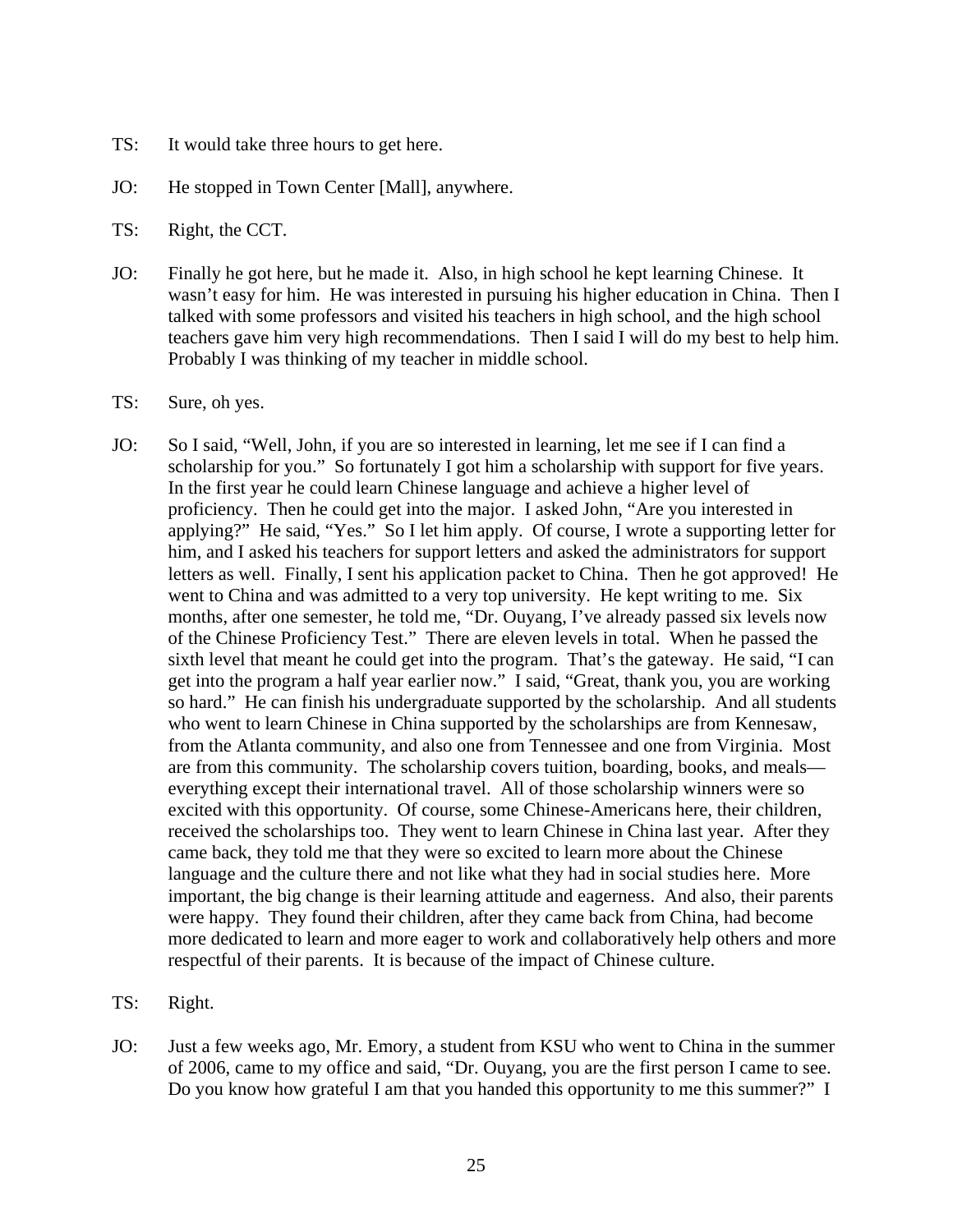TS: It would take three hours to get here.

JO: He stopped in Town Center [Mall], anywhere.

TS: Right, the CCT.

JO: Finally he got here, but he made it. Also, in high school he kept learning Chinese. It wasn't easy for him. He was interested in pursuing his higher education in China. Then I talked with some professors and visited his teachers in high school, and the high school teachers gave him very high recommendations. Then I said I will do my best to help him. Probably I was thinking of my teacher in middle school.

TS: Sure, oh yes.

JO: So I said, "Well, John, if you are so interested in learning, let me see if I can find a scholarship for you." So fortunately I got him a scholarship with support for five years. In the first year he could learn Chinese language and achieve a higher level of proficiency. Then he could get into the major. I asked John, "Are you interested in applying?" He said, "Yes." So I let him apply. Of course, I wrote a supporting letter for him, and I asked his teachers for support letters and asked the administrators for support letters as well. Finally, I sent his application packet to China. Then he got approved! He went to China and was admitted to a very top university. He kept writing to me. Six months, after one semester, he told me, "Dr. Ouyang, I've already passed six levels now of the Chinese Proficiency Test." There are eleven levels in total. When he passed the sixth level that meant he could get into the program. That's the gateway. He said, "I can get into the program a half year earlier now." I said, "Great, thank you, you are working so hard." He can finish his undergraduate supported by the scholarship. And all students who went to learn Chinese in China supported by the scholarships are from Kennesaw, from the Atlanta community, and also one from Tennessee and one from Virginia. Most are from this community. The scholarship covers tuition, boarding, books, and meals—everything except their international travel. All of those scholarship winners were so excited with this opportunity. Of course, some Chinese-Americans here, their children, received the scholarships too. They went to learn Chinese in China last year. After they came back, they told me that they were so excited to learn more about the Chinese language and the culture there and not like what they had in social studies here. More important, the big change is their learning attitude and eagerness. And also, their parents were happy. They found their children, after they came back from China, had become more dedicated to learn and more eager to work and collaboratively help others and more respectful of their parents. It is because of the impact of Chinese culture.

TS: Right.

JO: Just a few weeks ago, Mr. Emory, a student from KSU who went to China in the summer of 2006, came to my office and said, "Dr. Ouyang, you are the first person I came to see. Do you know how grateful I am that you handed this opportunity to me this summer?" I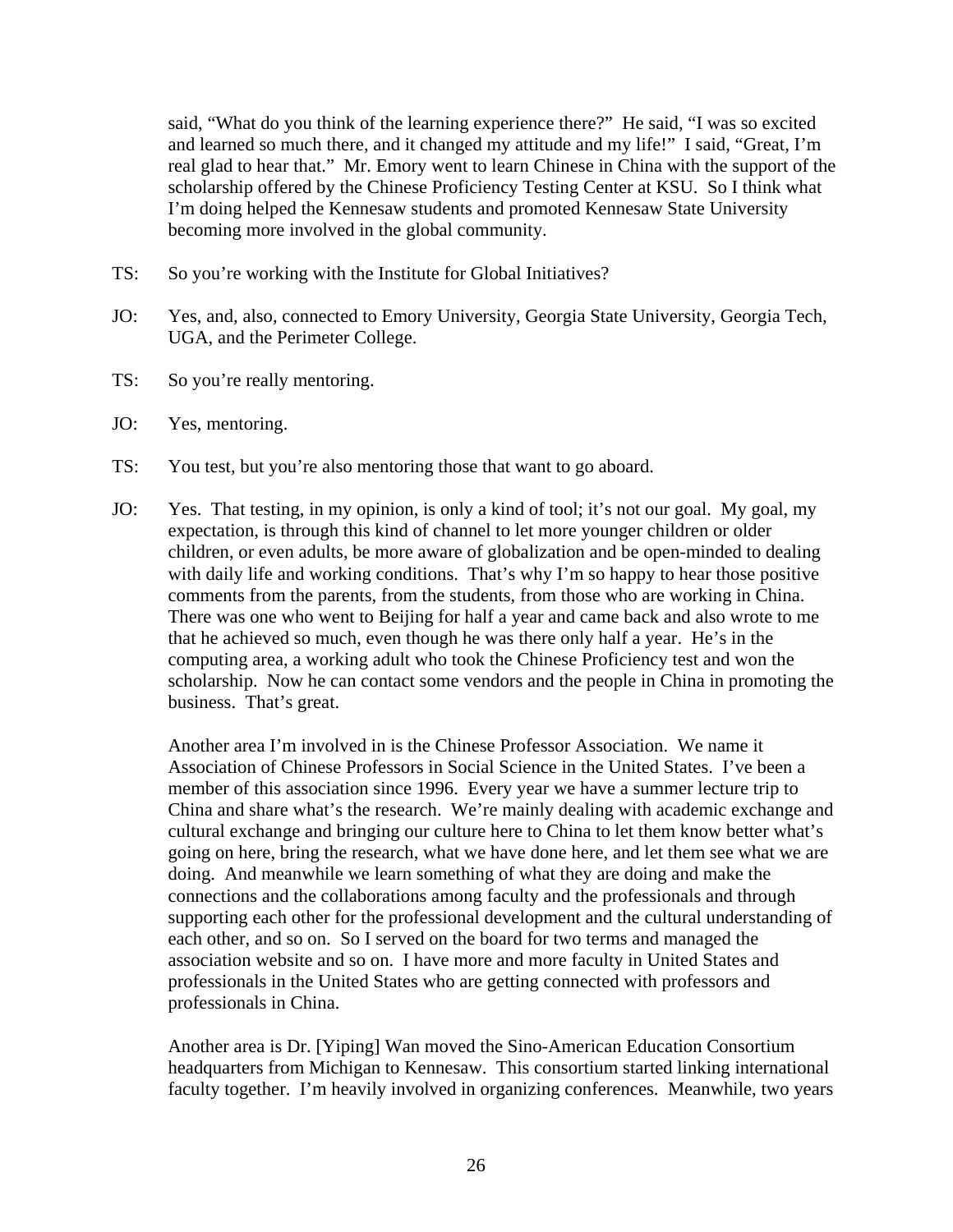said, “What do you think of the learning experience there?” He said, “I was so excited and learned so much there, and it changed my attitude and my life!” I said, “Great, I’m real glad to hear that.” Mr. Emory went to learn Chinese in China with the support of the scholarship offered by the Chinese Proficiency Testing Center at KSU. So I think what I’m doing helped the Kennesaw students and promoted Kennesaw State University becoming more involved in the global community.

TS: So you’re working with the Institute for Global Initiatives?

JO: Yes, and, also, connected to Emory University, Georgia State University, Georgia Tech, UGA, and the Perimeter College.

TS: So you’re really mentoring.

JO: Yes, mentoring.

TS: You test, but you’re also mentoring those that want to go aboard.

JO: Yes. That testing, in my opinion, is only a kind of tool; it’s not our goal. My goal, my expectation, is through this kind of channel to let more younger children or older children, or even adults, be more aware of globalization and be open-minded to dealing with daily life and working conditions. That’s why I’m so happy to hear those positive comments from the parents, from the students, from those who are working in China. There was one who went to Beijing for half a year and came back and also wrote to me that he achieved so much, even though he was there only half a year. He’s in the computing area, a working adult who took the Chinese Proficiency test and won the scholarship. Now he can contact some vendors and the people in China in promoting the business. That’s great.

Another area I’m involved in is the Chinese Professor Association. We name it Association of Chinese Professors in Social Science in the United States. I’ve been a member of this association since 1996. Every year we have a summer lecture trip to China and share what’s the research. We’re mainly dealing with academic exchange and cultural exchange and bringing our culture here to China to let them know better what’s going on here, bring the research, what we have done here, and let them see what we are doing. And meanwhile we learn something of what they are doing and make the connections and the collaborations among faculty and the professionals and through supporting each other for the professional development and the cultural understanding of each other, and so on. So I served on the board for two terms and managed the association website and so on. I have more and more faculty in United States and professionals in the United States who are getting connected with professors and professionals in China.

Another area is Dr. [Yiping] Wan moved the Sino-American Education Consortium headquarters from Michigan to Kennesaw. This consortium started linking international faculty together. I’m heavily involved in organizing conferences. Meanwhile, two years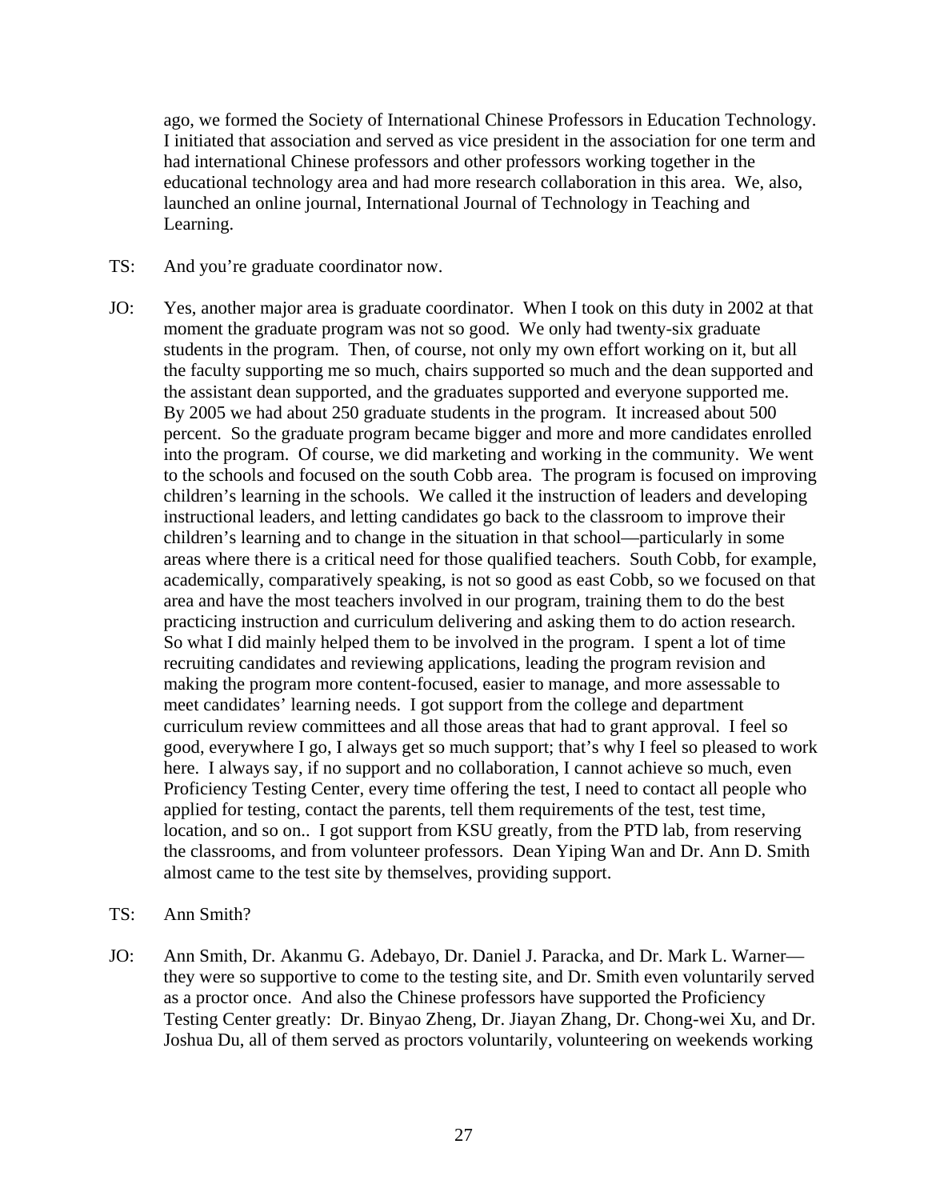ago, we formed the Society of International Chinese Professors in Education Technology. I initiated that association and served as vice president in the association for one term and had international Chinese professors and other professors working together in the educational technology area and had more research collaboration in this area. We, also, launched an online journal, International Journal of Technology in Teaching and Learning.

TS: And you're graduate coordinator now.

JO: Yes, another major area is graduate coordinator. When I took on this duty in 2002 at that moment the graduate program was not so good. We only had twenty-six graduate students in the program. Then, of course, not only my own effort working on it, but all the faculty supporting me so much, chairs supported so much and the dean supported and the assistant dean supported, and the graduates supported and everyone supported me. By 2005 we had about 250 graduate students in the program. It increased about 500 percent. So the graduate program became bigger and more and more candidates enrolled into the program. Of course, we did marketing and working in the community. We went to the schools and focused on the south Cobb area. The program is focused on improving children's learning in the schools. We called it the instruction of leaders and developing instructional leaders, and letting candidates go back to the classroom to improve their children's learning and to change in the situation in that school—particularly in some areas where there is a critical need for those qualified teachers. South Cobb, for example, academically, comparatively speaking, is not so good as east Cobb, so we focused on that area and have the most teachers involved in our program, training them to do the best practicing instruction and curriculum delivering and asking them to do action research. So what I did mainly helped them to be involved in the program. I spent a lot of time recruiting candidates and reviewing applications, leading the program revision and making the program more content-focused, easier to manage, and more assessable to meet candidates' learning needs. I got support from the college and department curriculum review committees and all those areas that had to grant approval. I feel so good, everywhere I go, I always get so much support; that's why I feel so pleased to work here. I always say, if no support and no collaboration, I cannot achieve so much, even Proficiency Testing Center, every time offering the test, I need to contact all people who applied for testing, contact the parents, tell them requirements of the test, test time, location, and so on.. I got support from KSU greatly, from the PTD lab, from reserving the classrooms, and from volunteer professors. Dean Yiping Wan and Dr. Ann D. Smith almost came to the test site by themselves, providing support.

TS: Ann Smith?

JO: Ann Smith, Dr. Akanmu G. Adebayo, Dr. Daniel J. Paracka, and Dr. Mark L. Warner—they were so supportive to come to the testing site, and Dr. Smith even voluntarily served as a proctor once. And also the Chinese professors have supported the Proficiency Testing Center greatly: Dr. Binyao Zheng, Dr. Jiayan Zhang, Dr. Chong-wei Xu, and Dr. Joshua Du, all of them served as proctors voluntarily, volunteering on weekends working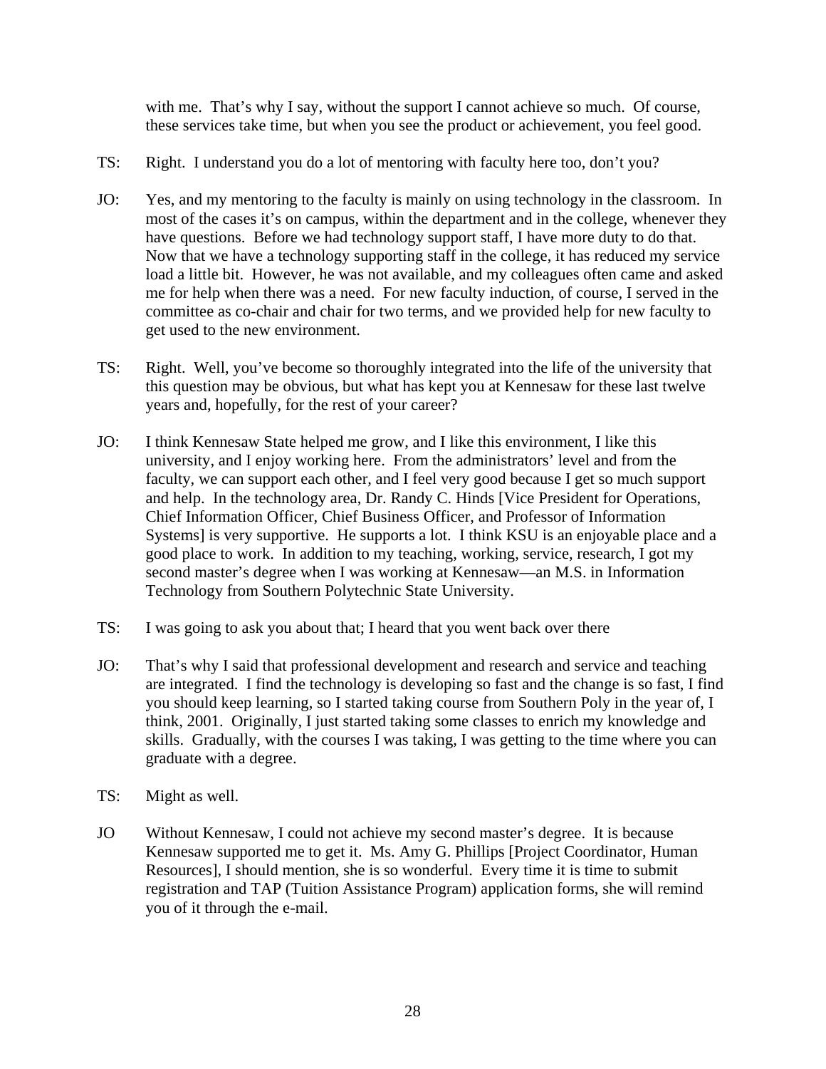with me. That's why I say, without the support I cannot achieve so much. Of course, these services take time, but when you see the product or achievement, you feel good.

TS: Right. I understand you do a lot of mentoring with faculty here too, don't you?

JO: Yes, and my mentoring to the faculty is mainly on using technology in the classroom. In most of the cases it's on campus, within the department and in the college, whenever they have questions. Before we had technology support staff, I have more duty to do that. Now that we have a technology supporting staff in the college, it has reduced my service load a little bit. However, he was not available, and my colleagues often came and asked me for help when there was a need. For new faculty induction, of course, I served in the committee as co-chair and chair for two terms, and we provided help for new faculty to get used to the new environment.

TS: Right. Well, you've become so thoroughly integrated into the life of the university that this question may be obvious, but what has kept you at Kennesaw for these last twelve years and, hopefully, for the rest of your career?

JO: I think Kennesaw State helped me grow, and I like this environment, I like this university, and I enjoy working here. From the administrators' level and from the faculty, we can support each other, and I feel very good because I get so much support and help. In the technology area, Dr. Randy C. Hinds [Vice President for Operations, Chief Information Officer, Chief Business Officer, and Professor of Information Systems] is very supportive. He supports a lot. I think KSU is an enjoyable place and a good place to work. In addition to my teaching, working, service, research, I got my second master's degree when I was working at Kennesaw—an M.S. in Information Technology from Southern Polytechnic State University.

TS: I was going to ask you about that; I heard that you went back over there

JO: That's why I said that professional development and research and service and teaching are integrated. I find the technology is developing so fast and the change is so fast, I find you should keep learning, so I started taking course from Southern Poly in the year of, I think, 2001. Originally, I just started taking some classes to enrich my knowledge and skills. Gradually, with the courses I was taking, I was getting to the time where you can graduate with a degree.

TS: Might as well.

JO Without Kennesaw, I could not achieve my second master's degree. It is because Kennesaw supported me to get it. Ms. Amy G. Phillips [Project Coordinator, Human Resources], I should mention, she is so wonderful. Every time it is time to submit registration and TAP (Tuition Assistance Program) application forms, she will remind you of it through the e-mail.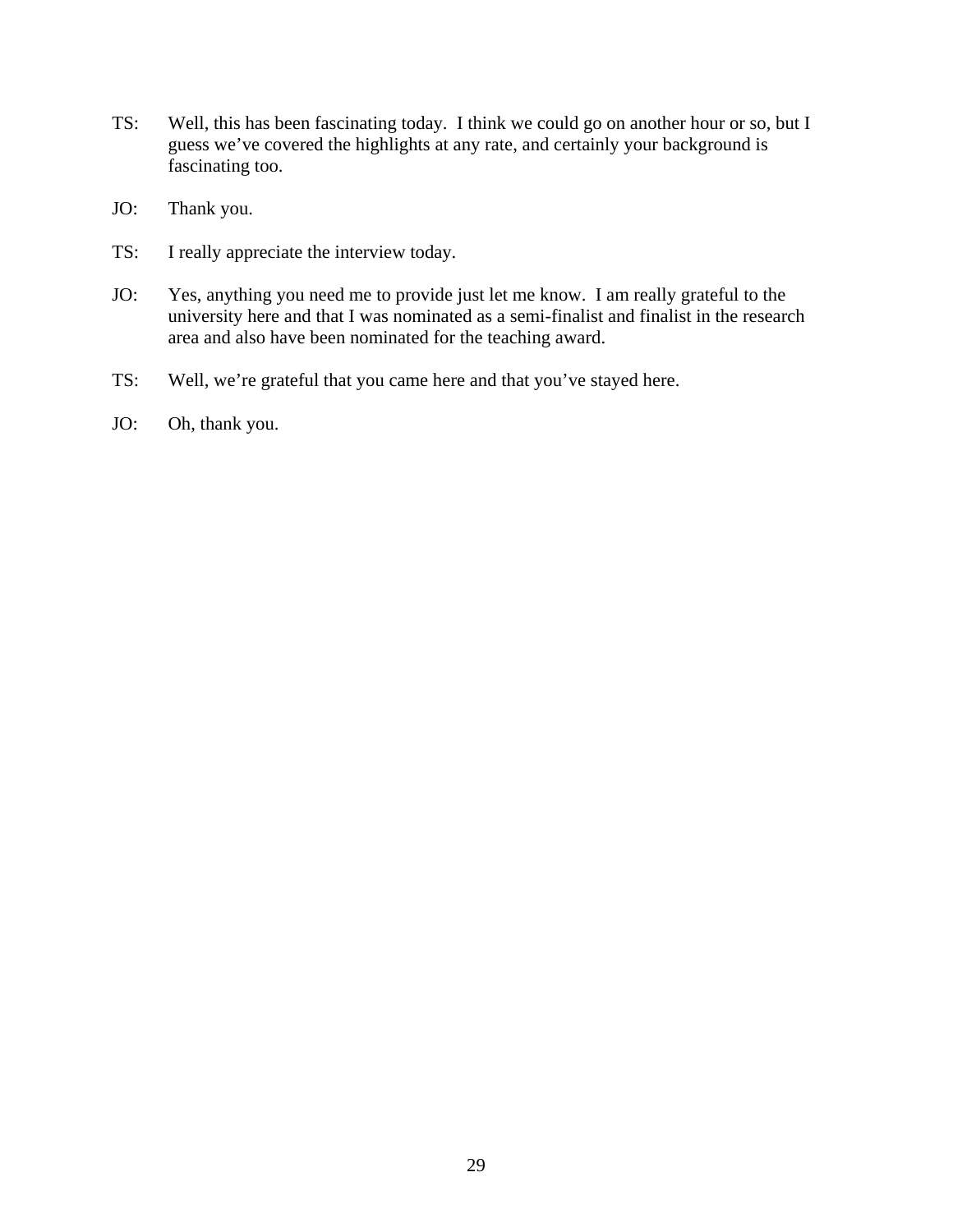TS: Well, this has been fascinating today. I think we could go on another hour or so, but I guess we've covered the highlights at any rate, and certainly your background is fascinating too.

JO: Thank you.

TS: I really appreciate the interview today.

JO: Yes, anything you need me to provide just let me know. I am really grateful to the university here and that I was nominated as a semi-finalist and finalist in the research area and also have been nominated for the teaching award.

TS: Well, we're grateful that you came here and that you've stayed here.

JO: Oh, thank you.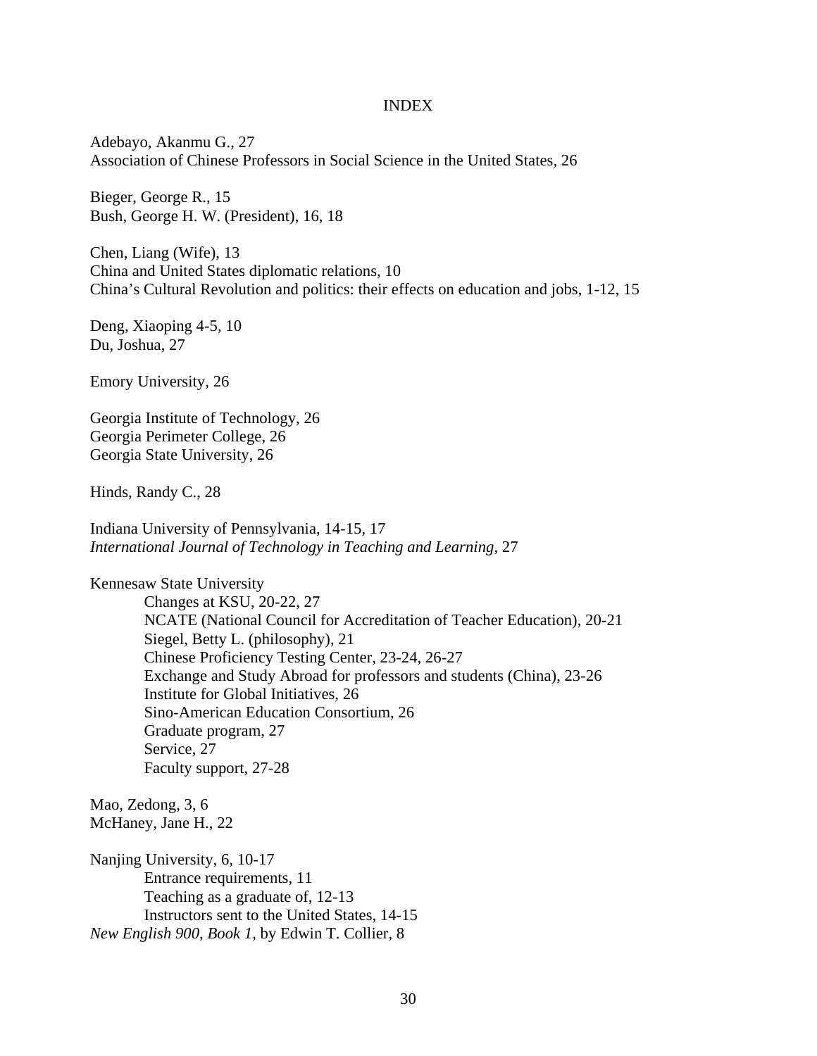# INDEX

Adebayo, Akanmu G., 27
Association of Chinese Professors in Social Science in the United States, 26

Bieger, George R., 15
Bush, George H. W. (President), 16, 18

Chen, Liang (Wife), 13
China and United States diplomatic relations, 10
China's Cultural Revolution and politics: their effects on education and jobs, 1-12, 15

Deng, Xiaoping 4-5, 10
Du, Joshua, 27

Emory University, 26

Georgia Institute of Technology, 26
Georgia Perimeter College, 26
Georgia State University, 26

Hinds, Randy C., 28

Indiana University of Pennsylvania, 14-15, 17
*International Journal of Technology in Teaching and Learning*, 27

Kennesaw State University
- Changes at KSU, 20-22, 27
- NCATE (National Council for Accreditation of Teacher Education), 20-21
- Siegel, Betty L. (philosophy), 21
- Chinese Proficiency Testing Center, 23-24, 26-27
- Exchange and Study Abroad for professors and students (China), 23-26
- Institute for Global Initiatives, 26
- Sino-American Education Consortium, 26
- Graduate program, 27
- Service, 27
- Faculty support, 27-28

Mao, Zedong, 3, 6
McHaney, Jane H., 22

Nanjing University, 6, 10-17
- Entrance requirements, 11
- Teaching as a graduate of, 12-13
- Instructors sent to the United States, 14-15

*New English 900, Book 1*, by Edwin T. Collier, 8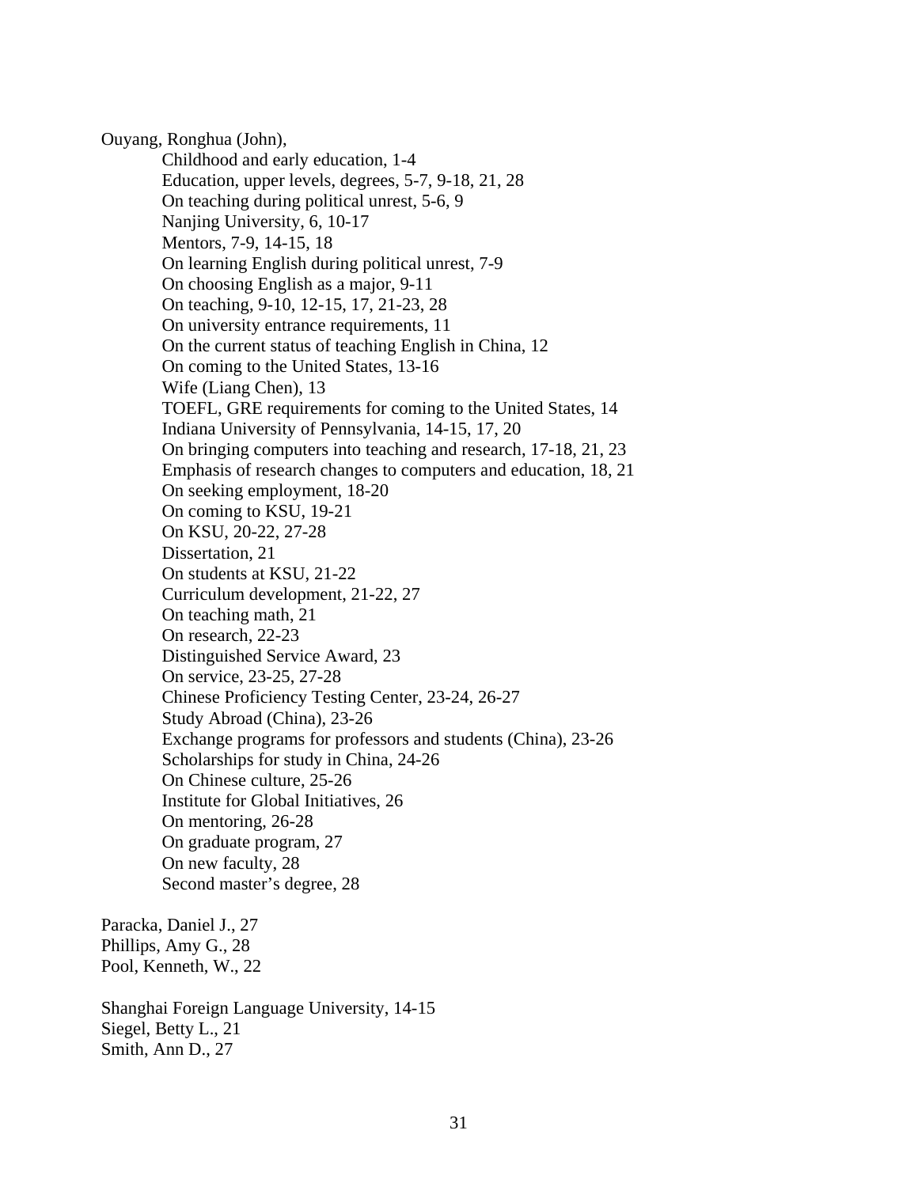Ouyang, Ronghua (John),

- Childhood and early education, 1-4
- Education, upper levels, degrees, 5-7, 9-18, 21, 28
- On teaching during political unrest, 5-6, 9
- Nanjing University, 6, 10-17
- Mentors, 7-9, 14-15, 18
- On learning English during political unrest, 7-9
- On choosing English as a major, 9-11
- On teaching, 9-10, 12-15, 17, 21-23, 28
- On university entrance requirements, 11
- On the current status of teaching English in China, 12
- On coming to the United States, 13-16
- Wife (Liang Chen), 13
- TOEFL, GRE requirements for coming to the United States, 14
- Indiana University of Pennsylvania, 14-15, 17, 20
- On bringing computers into teaching and research, 17-18, 21, 23
- Emphasis of research changes to computers and education, 18, 21
- On seeking employment, 18-20
- On coming to KSU, 19-21
- On KSU, 20-22, 27-28
- Dissertation, 21
- On students at KSU, 21-22
- Curriculum development, 21-22, 27
- On teaching math, 21
- On research, 22-23
- Distinguished Service Award, 23
- On service, 23-25, 27-28
- Chinese Proficiency Testing Center, 23-24, 26-27
- Study Abroad (China), 23-26
- Exchange programs for professors and students (China), 23-26
- Scholarships for study in China, 24-26
- On Chinese culture, 25-26
- Institute for Global Initiatives, 26
- On mentoring, 26-28
- On graduate program, 27
- On new faculty, 28
- Second master's degree, 28

Paracka, Daniel J., 27
Phillips, Amy G., 28
Pool, Kenneth, W., 22

Shanghai Foreign Language University, 14-15
Siegel, Betty L., 21
Smith, Ann D., 27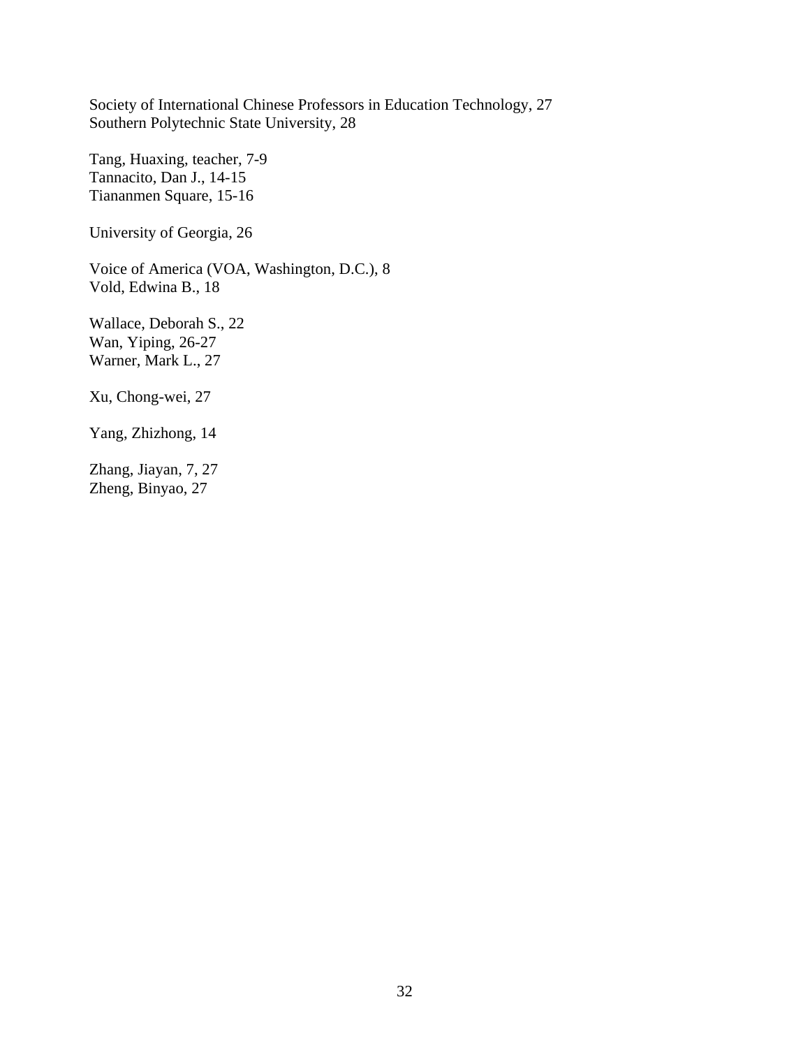Society of International Chinese Professors in Education Technology, 27
Southern Polytechnic State University, 28

Tang, Huaxing, teacher, 7-9
Tannacito, Dan J., 14-15
Tiananmen Square, 15-16

University of Georgia, 26

Voice of America (VOA, Washington, D.C.), 8
Vold, Edwina B., 18

Wallace, Deborah S., 22
Wan, Yiping, 26-27
Warner, Mark L., 27

Xu, Chong-wei, 27

Yang, Zhizhong, 14

Zhang, Jiayan, 7, 27
Zheng, Binyao, 27